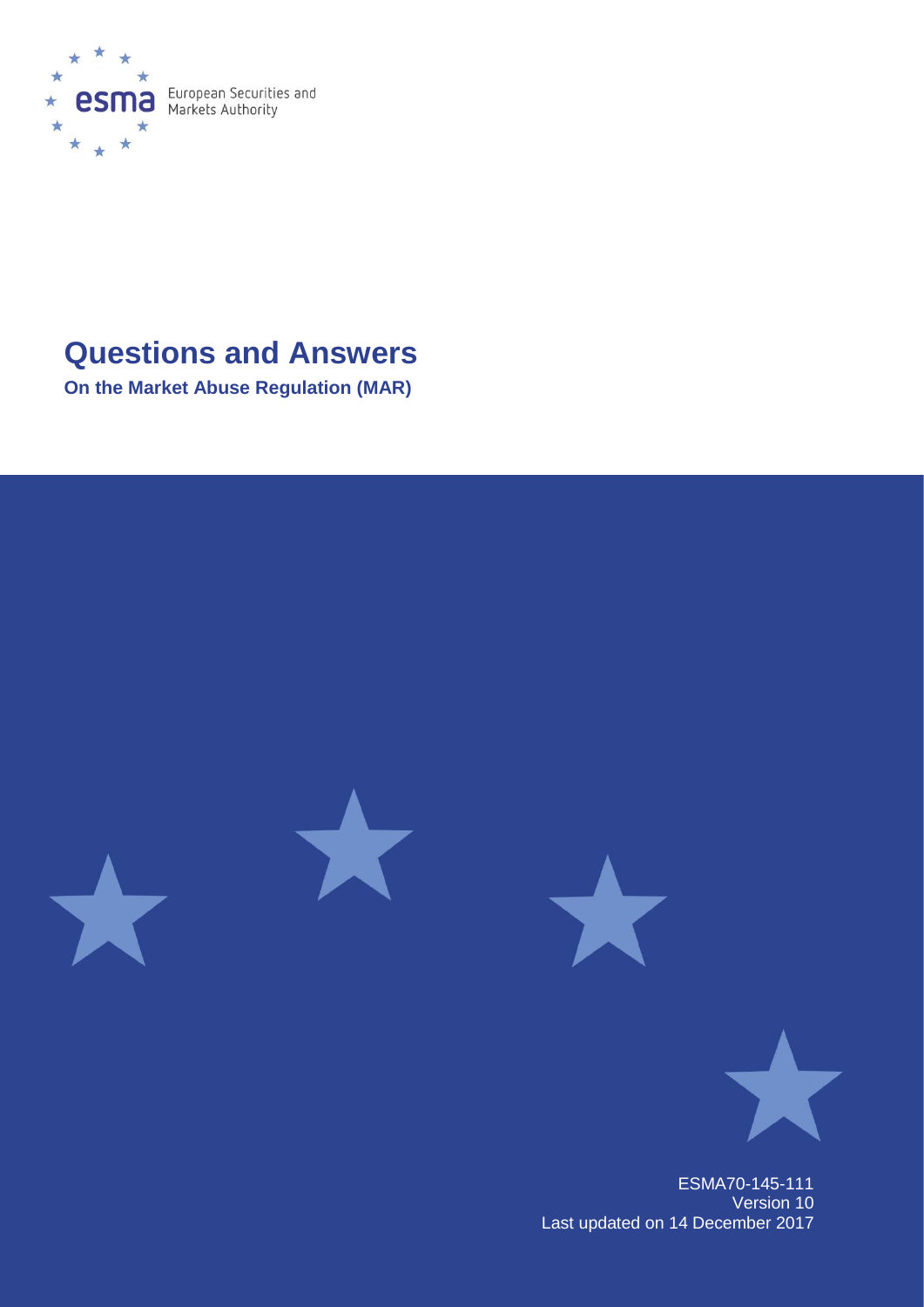European Securities and Markets Authority

# Questions and Answers

**On the Market Abuse Regulation (MAR)**

ESMA70-145-111
Version 10
Last updated on 14 December 2017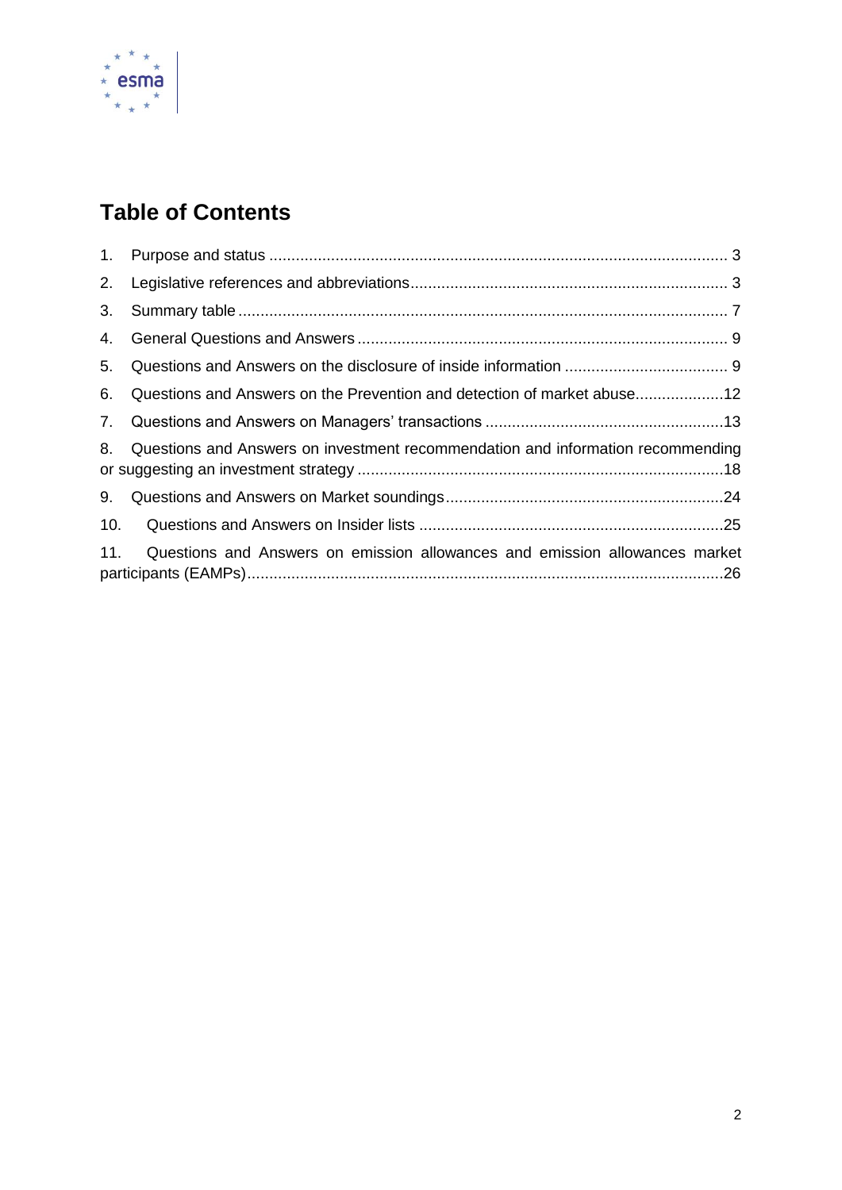## Table of Contents

1. Purpose and status ........................................................................................................ 3
2. Legislative references and abbreviations ........................................................................ 3
3. Summary table ............................................................................................................... 7
4. General Questions and Answers .................................................................................... 9
5. Questions and Answers on the disclosure of inside information ...................................... 9
6. Questions and Answers on the Prevention and detection of market abuse ....................12
7. Questions and Answers on Managers' transactions .......................................................13
8. Questions and Answers on investment recommendation and information recommending or suggesting an investment strategy ....................................................................................18
9. Questions and Answers on Market soundings ................................................................24
10. Questions and Answers on Insider lists ......................................................................25
11. Questions and Answers on emission allowances and emission allowances market participants (EAMPs) ..............................................................................................................26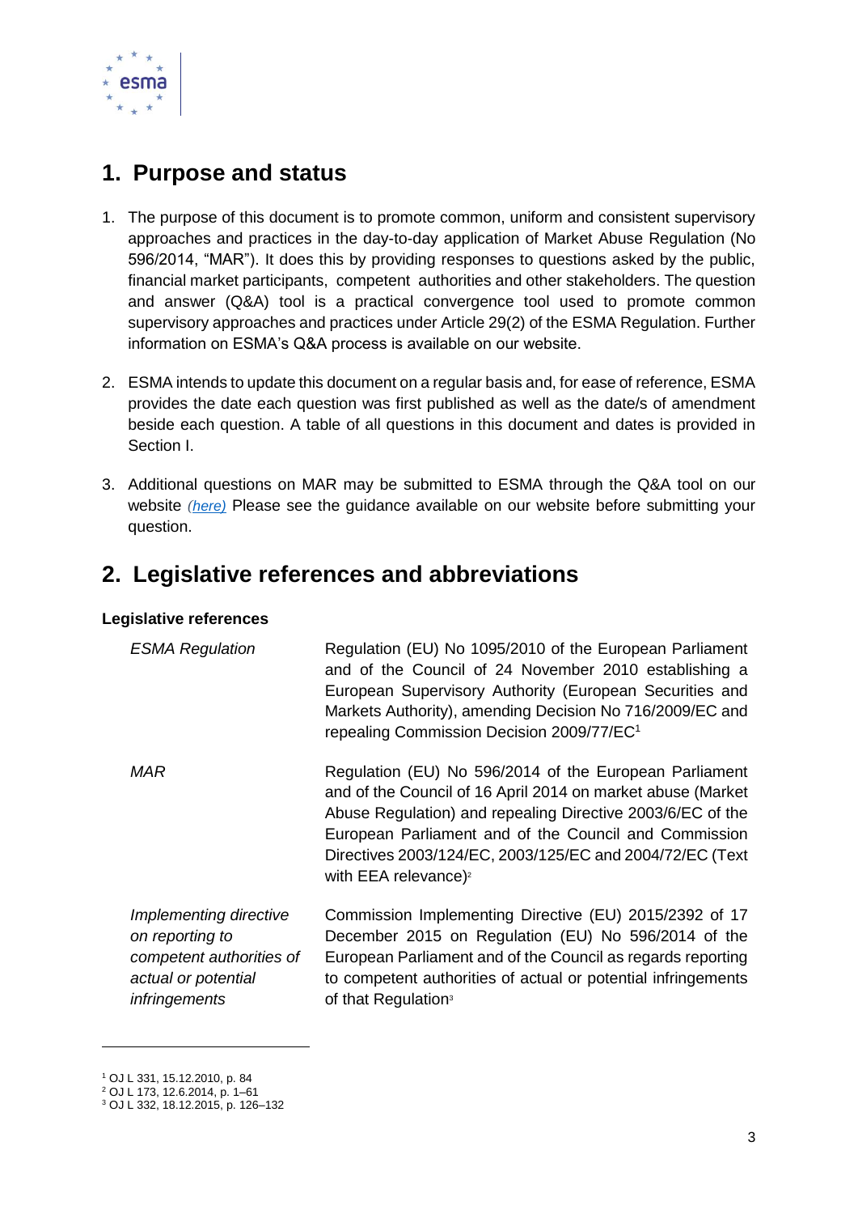# 1. Purpose and status

1. The purpose of this document is to promote common, uniform and consistent supervisory approaches and practices in the day-to-day application of Market Abuse Regulation (No 596/2014, "MAR"). It does this by providing responses to questions asked by the public, financial market participants, competent authorities and other stakeholders. The question and answer (Q&A) tool is a practical convergence tool used to promote common supervisory approaches and practices under Article 29(2) of the ESMA Regulation. Further information on ESMA's Q&A process is available on our website.

2. ESMA intends to update this document on a regular basis and, for ease of reference, ESMA provides the date each question was first published as well as the date/s of amendment beside each question. A table of all questions in this document and dates is provided in Section I.

3. Additional questions on MAR may be submitted to ESMA through the Q&A tool on our website *(here)* Please see the guidance available on our website before submitting your question.

# 2. Legislative references and abbreviations

**Legislative references**

| | |
|---|---|
| *ESMA Regulation* | Regulation (EU) No 1095/2010 of the European Parliament and of the Council of 24 November 2010 establishing a European Supervisory Authority (European Securities and Markets Authority), amending Decision No 716/2009/EC and repealing Commission Decision 2009/77/EC[1] |
| *MAR* | Regulation (EU) No 596/2014 of the European Parliament and of the Council of 16 April 2014 on market abuse (Market Abuse Regulation) and repealing Directive 2003/6/EC of the European Parliament and of the Council and Commission Directives 2003/124/EC, 2003/125/EC and 2004/72/EC (Text with EEA relevance)[2] |
| *Implementing directive on reporting to competent authorities of actual or potential infringements* | Commission Implementing Directive (EU) 2015/2392 of 17 December 2015 on Regulation (EU) No 596/2014 of the European Parliament and of the Council as regards reporting to competent authorities of actual or potential infringements of that Regulation[3] |

[1] OJ L 331, 15.12.2010, p. 84
[2] OJ L 173, 12.6.2014, p. 1–61
[3] OJ L 332, 18.12.2015, p. 126–132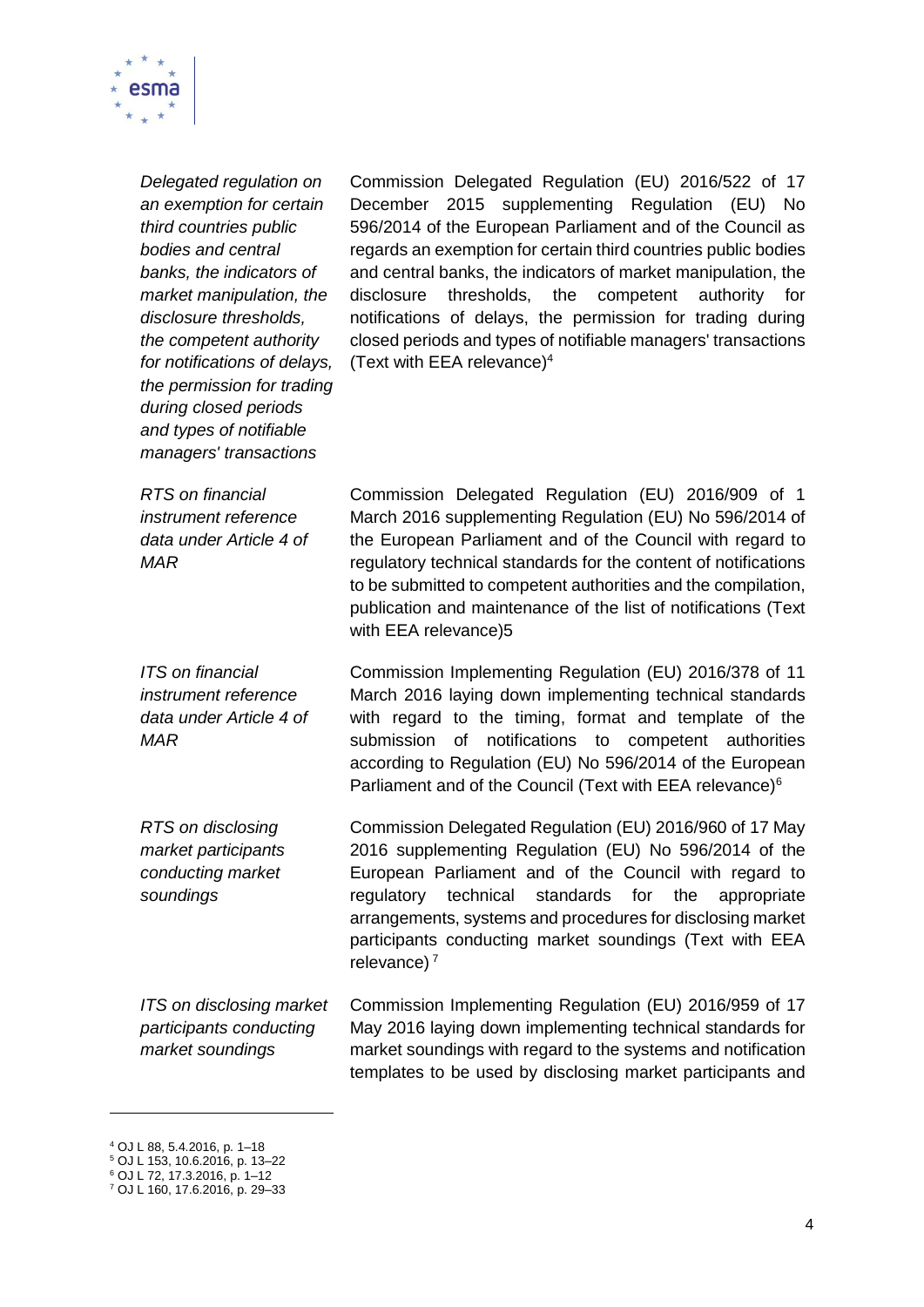| | |
|---|---|
| *Delegated regulation on an exemption for certain third countries public bodies and central banks, the indicators of market manipulation, the disclosure thresholds, the competent authority for notifications of delays, the permission for trading during closed periods and types of notifiable managers' transactions* | Commission Delegated Regulation (EU) 2016/522 of 17 December 2015 supplementing Regulation (EU) No 596/2014 of the European Parliament and of the Council as regards an exemption for certain third countries public bodies and central banks, the indicators of market manipulation, the disclosure thresholds, the competent authority for notifications of delays, the permission for trading during closed periods and types of notifiable managers' transactions (Text with EEA relevance)[4] |
| *RTS on financial instrument reference data under Article 4 of MAR* | Commission Delegated Regulation (EU) 2016/909 of 1 March 2016 supplementing Regulation (EU) No 596/2014 of the European Parliament and of the Council with regard to regulatory technical standards for the content of notifications to be submitted to competent authorities and the compilation, publication and maintenance of the list of notifications (Text with EEA relevance)5 |
| *ITS on financial instrument reference data under Article 4 of MAR* | Commission Implementing Regulation (EU) 2016/378 of 11 March 2016 laying down implementing technical standards with regard to the timing, format and template of the submission of notifications to competent authorities according to Regulation (EU) No 596/2014 of the European Parliament and of the Council (Text with EEA relevance)[6] |
| *RTS on disclosing market participants conducting market soundings* | Commission Delegated Regulation (EU) 2016/960 of 17 May 2016 supplementing Regulation (EU) No 596/2014 of the European Parliament and of the Council with regard to regulatory technical standards for the appropriate arrangements, systems and procedures for disclosing market participants conducting market soundings (Text with EEA relevance) [7] |
| *ITS on disclosing market participants conducting market soundings* | Commission Implementing Regulation (EU) 2016/959 of 17 May 2016 laying down implementing technical standards for market soundings with regard to the systems and notification templates to be used by disclosing market participants and |

---

[4] OJ L 88, 5.4.2016, p. 1–18

[5] OJ L 153, 10.6.2016, p. 13–22

[6] OJ L 72, 17.3.2016, p. 1–12

[7] OJ L 160, 17.6.2016, p. 29–33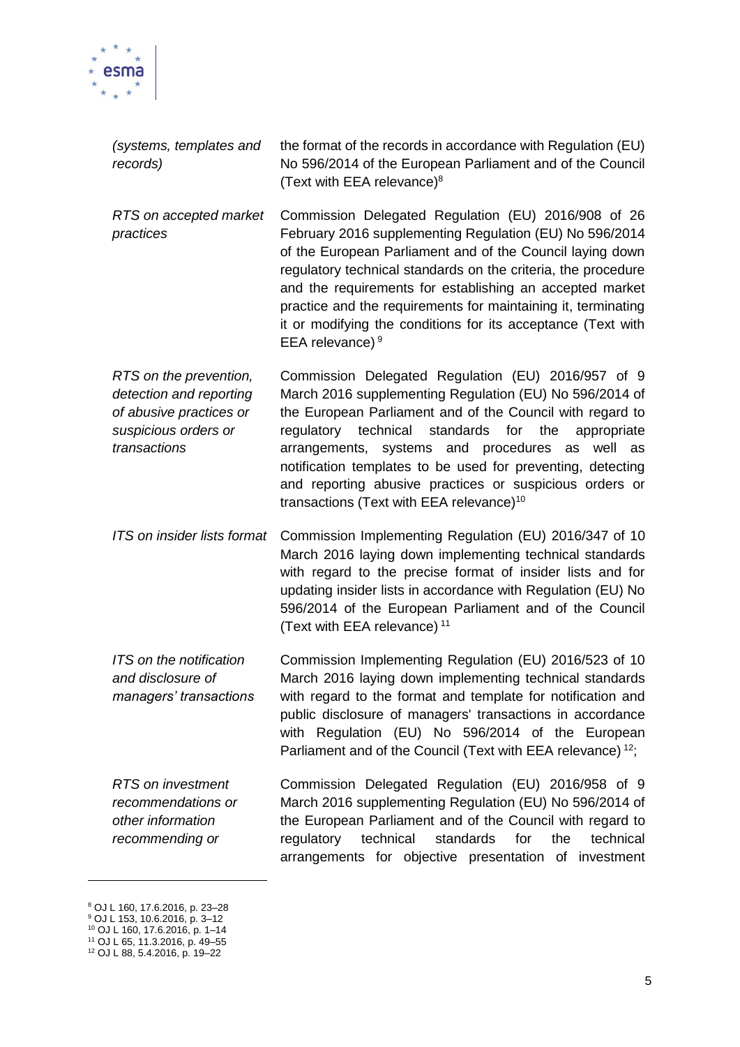| | |
|---|---|
| *(systems, templates and records)* | the format of the records in accordance with Regulation (EU) No 596/2014 of the European Parliament and of the Council (Text with EEA relevance)[8] |
| *RTS on accepted market practices* | Commission Delegated Regulation (EU) 2016/908 of 26 February 2016 supplementing Regulation (EU) No 596/2014 of the European Parliament and of the Council laying down regulatory technical standards on the criteria, the procedure and the requirements for establishing an accepted market practice and the requirements for maintaining it, terminating it or modifying the conditions for its acceptance (Text with EEA relevance) [9] |
| *RTS on the prevention, detection and reporting of abusive practices or suspicious orders or transactions* | Commission Delegated Regulation (EU) 2016/957 of 9 March 2016 supplementing Regulation (EU) No 596/2014 of the European Parliament and of the Council with regard to regulatory technical standards for the appropriate arrangements, systems and procedures as well as notification templates to be used for preventing, detecting and reporting abusive practices or suspicious orders or transactions (Text with EEA relevance)[10] |
| *ITS on insider lists format* | Commission Implementing Regulation (EU) 2016/347 of 10 March 2016 laying down implementing technical standards with regard to the precise format of insider lists and for updating insider lists in accordance with Regulation (EU) No 596/2014 of the European Parliament and of the Council (Text with EEA relevance) [11] |
| *ITS on the notification and disclosure of managers' transactions* | Commission Implementing Regulation (EU) 2016/523 of 10 March 2016 laying down implementing technical standards with regard to the format and template for notification and public disclosure of managers' transactions in accordance with Regulation (EU) No 596/2014 of the European Parliament and of the Council (Text with EEA relevance) [12]; |
| *RTS on investment recommendations or other information recommending or* | Commission Delegated Regulation (EU) 2016/958 of 9 March 2016 supplementing Regulation (EU) No 596/2014 of the European Parliament and of the Council with regard to regulatory technical standards for the technical arrangements for objective presentation of investment |

[8] OJ L 160, 17.6.2016, p. 23–28
[9] OJ L 153, 10.6.2016, p. 3–12
[10] OJ L 160, 17.6.2016, p. 1–14
[11] OJ L 65, 11.3.2016, p. 49–55
[12] OJ L 88, 5.4.2016, p. 19–22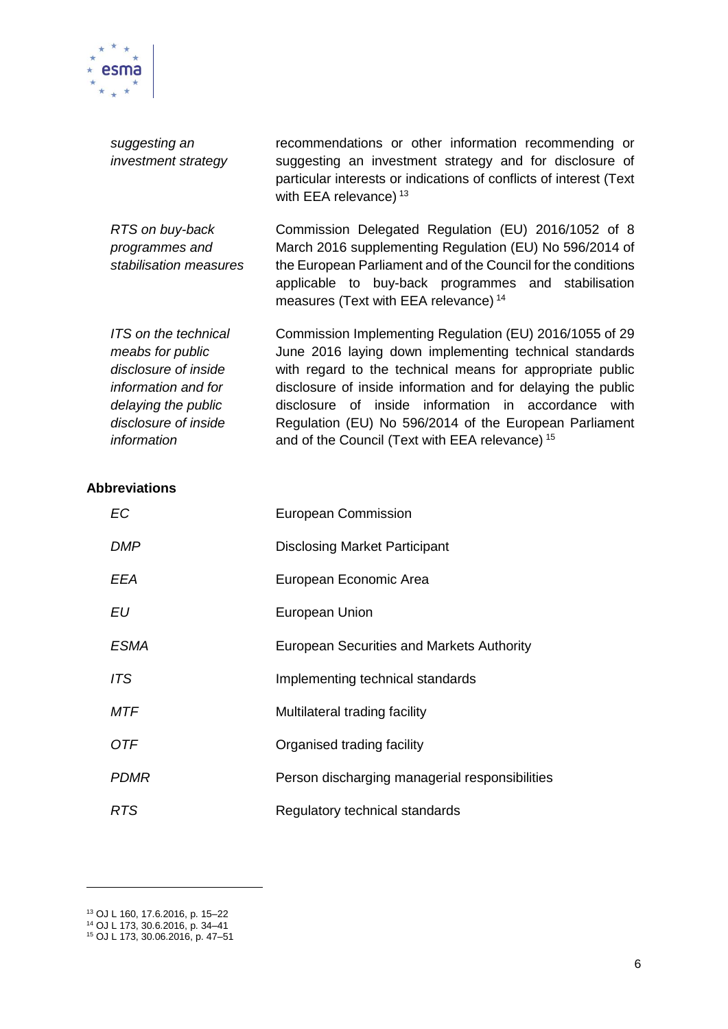| | |
|---|---|
| *suggesting an investment strategy* | recommendations or other information recommending or suggesting an investment strategy and for disclosure of particular interests or indications of conflicts of interest (Text with EEA relevance) [13] |
| *RTS on buy-back programmes and stabilisation measures* | Commission Delegated Regulation (EU) 2016/1052 of 8 March 2016 supplementing Regulation (EU) No 596/2014 of the European Parliament and of the Council for the conditions applicable to buy-back programmes and stabilisation measures (Text with EEA relevance) [14] |
| *ITS on the technical meabs for public disclosure of inside information and for delaying the public disclosure of inside information* | Commission Implementing Regulation (EU) 2016/1055 of 29 June 2016 laying down implementing technical standards with regard to the technical means for appropriate public disclosure of inside information and for delaying the public disclosure of inside information in accordance with Regulation (EU) No 596/2014 of the European Parliament and of the Council (Text with EEA relevance) [15] |

**Abbreviations**

| | |
|---|---|
| *EC* | European Commission |
| *DMP* | Disclosing Market Participant |
| *EEA* | European Economic Area |
| *EU* | European Union |
| *ESMA* | European Securities and Markets Authority |
| *ITS* | Implementing technical standards |
| *MTF* | Multilateral trading facility |
| *OTF* | Organised trading facility |
| *PDMR* | Person discharging managerial responsibilities |
| *RTS* | Regulatory technical standards |

[13] OJ L 160, 17.6.2016, p. 15–22
[14] OJ L 173, 30.6.2016, p. 34–41
[15] OJ L 173, 30.06.2016, p. 47–51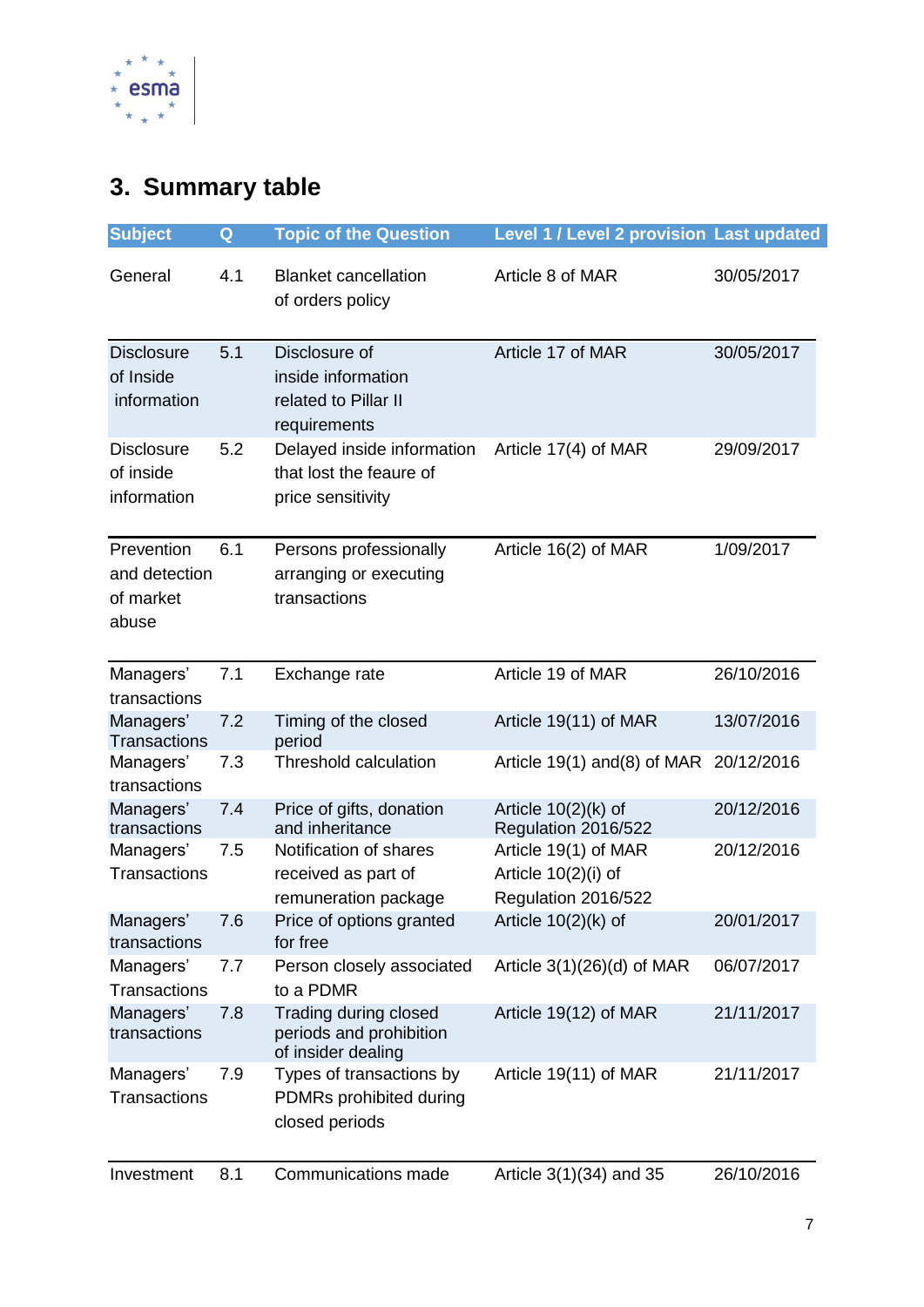# 3. Summary table

| Subject | Q | Topic of the Question | Level 1 / Level 2 provision | Last updated |
|---|---|---|---|---|
| General | 4.1 | Blanket cancellation of orders policy | Article 8 of MAR | 30/05/2017 |
| Disclosure of Inside information | 5.1 | Disclosure of inside information related to Pillar II requirements | Article 17 of MAR | 30/05/2017 |
| Disclosure of inside information | 5.2 | Delayed inside information that lost the feaure of price sensitivity | Article 17(4) of MAR | 29/09/2017 |
| Prevention and detection of market abuse | 6.1 | Persons professionally arranging or executing transactions | Article 16(2) of MAR | 1/09/2017 |
| Managers' transactions | 7.1 | Exchange rate | Article 19 of MAR | 26/10/2016 |
| Managers' Transactions | 7.2 | Timing of the closed period | Article 19(11) of MAR | 13/07/2016 |
| Managers' transactions | 7.3 | Threshold calculation | Article 19(1) and(8) of MAR | 20/12/2016 |
| Managers' transactions | 7.4 | Price of gifts, donation and inheritance | Article 10(2)(k) of Regulation 2016/522 | 20/12/2016 |
| Managers' Transactions | 7.5 | Notification of shares received as part of remuneration package | Article 19(1) of MAR Article 10(2)(i) of Regulation 2016/522 | 20/12/2016 |
| Managers' transactions | 7.6 | Price of options granted for free | Article 10(2)(k) of | 20/01/2017 |
| Managers' Transactions | 7.7 | Person closely associated to a PDMR | Article 3(1)(26)(d) of MAR | 06/07/2017 |
| Managers' transactions | 7.8 | Trading during closed periods and prohibition of insider dealing | Article 19(12) of MAR | 21/11/2017 |
| Managers' Transactions | 7.9 | Types of transactions by PDMRs prohibited during closed periods | Article 19(11) of MAR | 21/11/2017 |
| Investment | 8.1 | Communications made | Article 3(1)(34) and 35 | 26/10/2016 |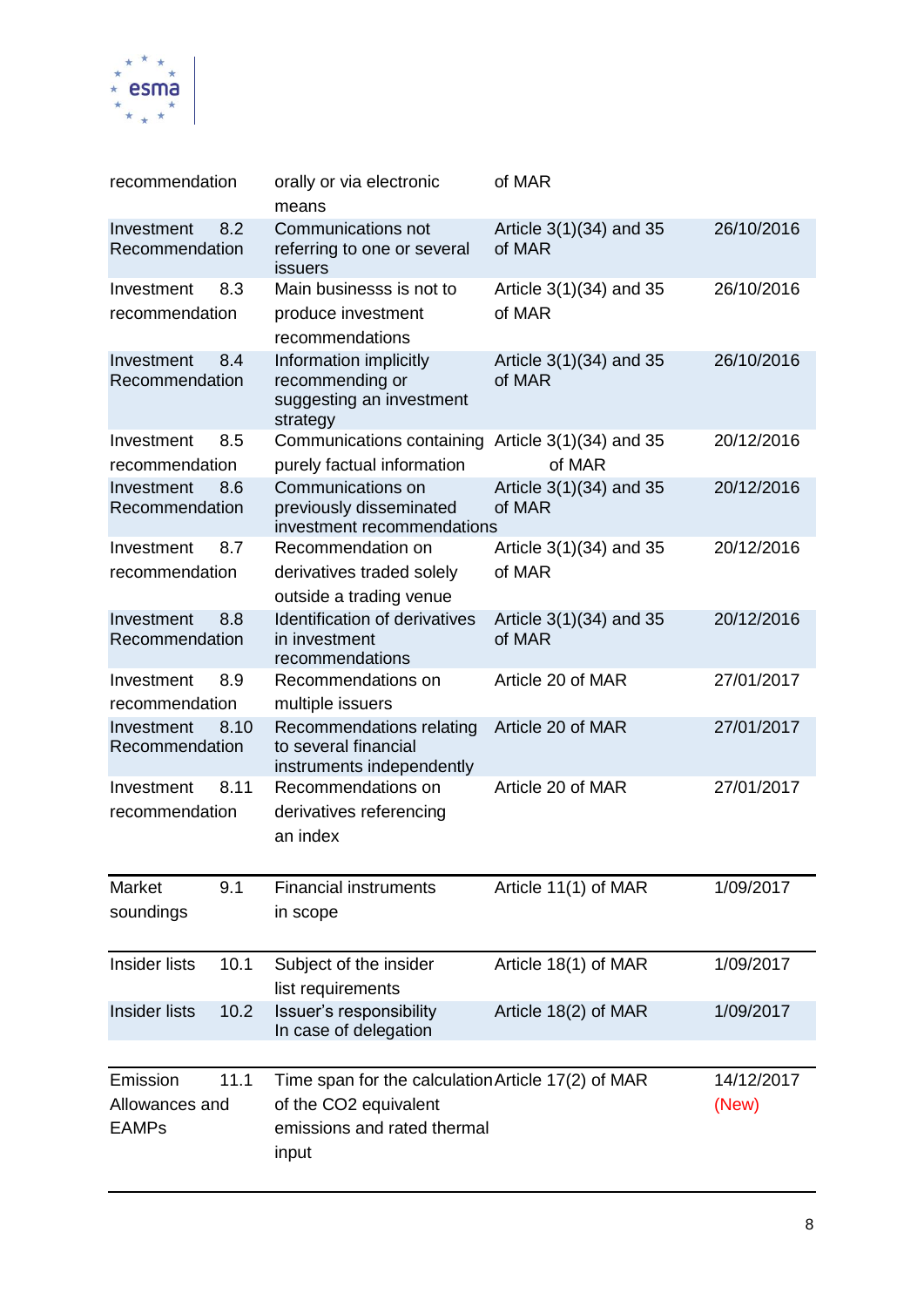| | | | | |
|---|---|---|---|---|
| recommendation | | orally or via electronic means | of MAR | |
| Investment Recommendation | 8.2 | Communications not referring to one or several issuers | Article 3(1)(34) and 35 of MAR | 26/10/2016 |
| Investment recommendation | 8.3 | Main businesss is not to produce investment recommendations | Article 3(1)(34) and 35 of MAR | 26/10/2016 |
| Investment Recommendation | 8.4 | Information implicitly recommending or suggesting an investment strategy | Article 3(1)(34) and 35 of MAR | 26/10/2016 |
| Investment recommendation | 8.5 | Communications containing purely factual information | Article 3(1)(34) and 35 of MAR | 20/12/2016 |
| Investment Recommendation | 8.6 | Communications on previously disseminated investment recommendations | Article 3(1)(34) and 35 of MAR | 20/12/2016 |
| Investment recommendation | 8.7 | Recommendation on derivatives traded solely outside a trading venue | Article 3(1)(34) and 35 of MAR | 20/12/2016 |
| Investment Recommendation | 8.8 | Identification of derivatives in investment recommendations | Article 3(1)(34) and 35 of MAR | 20/12/2016 |
| Investment recommendation | 8.9 | Recommendations on multiple issuers | Article 20 of MAR | 27/01/2017 |
| Investment Recommendation | 8.10 | Recommendations relating to several financial instruments independently | Article 20 of MAR | 27/01/2017 |
| Investment recommendation | 8.11 | Recommendations on derivatives referencing an index | Article 20 of MAR | 27/01/2017 |
| Market soundings | 9.1 | Financial instruments in scope | Article 11(1) of MAR | 1/09/2017 |
| Insider lists | 10.1 | Subject of the insider list requirements | Article 18(1) of MAR | 1/09/2017 |
| Insider lists | 10.2 | Issuer's responsibility In case of delegation | Article 18(2) of MAR | 1/09/2017 |
| Emission Allowances and EAMPs | 11.1 | Time span for the calculation of the CO2 equivalent emissions and rated thermal input | Article 17(2) of MAR | 14/12/2017 (New) |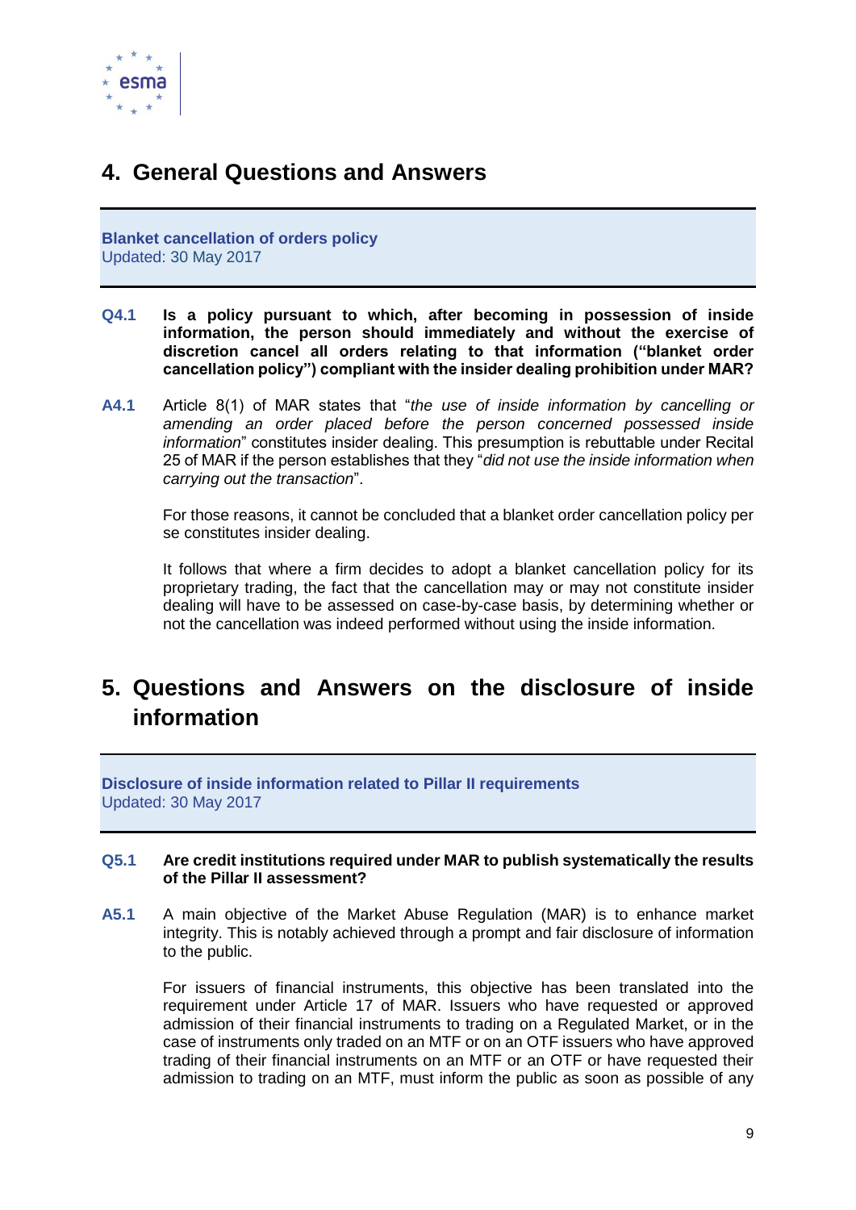# 4. General Questions and Answers

**Blanket cancellation of orders policy**
Updated: 30 May 2017

**Q4.1 Is a policy pursuant to which, after becoming in possession of inside information, the person should immediately and without the exercise of discretion cancel all orders relating to that information ("blanket order cancellation policy") compliant with the insider dealing prohibition under MAR?**

**A4.1** Article 8(1) of MAR states that "*the use of inside information by cancelling or amending an order placed before the person concerned possessed inside information*" constitutes insider dealing. This presumption is rebuttable under Recital 25 of MAR if the person establishes that they "*did not use the inside information when carrying out the transaction*".

For those reasons, it cannot be concluded that a blanket order cancellation policy per se constitutes insider dealing.

It follows that where a firm decides to adopt a blanket cancellation policy for its proprietary trading, the fact that the cancellation may or may not constitute insider dealing will have to be assessed on case-by-case basis, by determining whether or not the cancellation was indeed performed without using the inside information.

# 5. Questions and Answers on the disclosure of inside information

**Disclosure of inside information related to Pillar II requirements**
Updated: 30 May 2017

**Q5.1 Are credit institutions required under MAR to publish systematically the results of the Pillar II assessment?**

**A5.1** A main objective of the Market Abuse Regulation (MAR) is to enhance market integrity. This is notably achieved through a prompt and fair disclosure of information to the public.

For issuers of financial instruments, this objective has been translated into the requirement under Article 17 of MAR. Issuers who have requested or approved admission of their financial instruments to trading on a Regulated Market, or in the case of instruments only traded on an MTF or on an OTF issuers who have approved trading of their financial instruments on an MTF or an OTF or have requested their admission to trading on an MTF, must inform the public as soon as possible of any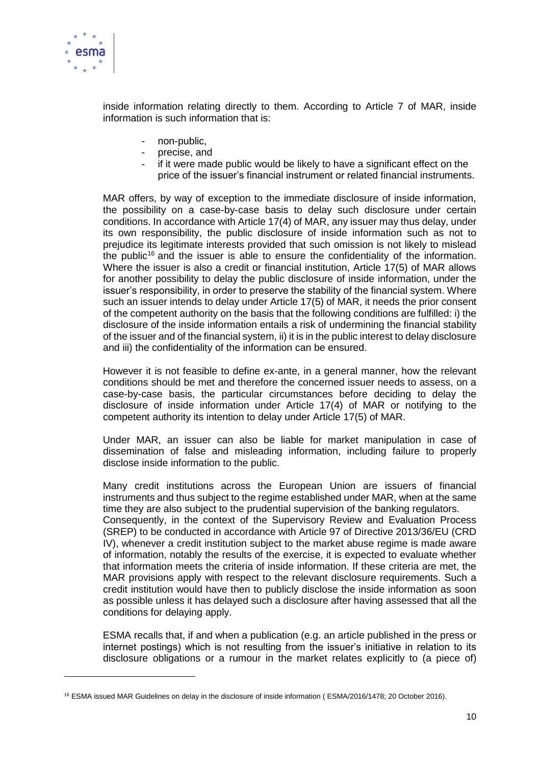inside information relating directly to them. According to Article 7 of MAR, inside information is such information that is:

- non-public,
- precise, and
- if it were made public would be likely to have a significant effect on the price of the issuer's financial instrument or related financial instruments.

MAR offers, by way of exception to the immediate disclosure of inside information, the possibility on a case-by-case basis to delay such disclosure under certain conditions. In accordance with Article 17(4) of MAR, any issuer may thus delay, under its own responsibility, the public disclosure of inside information such as not to prejudice its legitimate interests provided that such omission is not likely to mislead the public[16] and the issuer is able to ensure the confidentiality of the information. Where the issuer is also a credit or financial institution, Article 17(5) of MAR allows for another possibility to delay the public disclosure of inside information, under the issuer's responsibility, in order to preserve the stability of the financial system. Where such an issuer intends to delay under Article 17(5) of MAR, it needs the prior consent of the competent authority on the basis that the following conditions are fulfilled: i) the disclosure of the inside information entails a risk of undermining the financial stability of the issuer and of the financial system, ii) it is in the public interest to delay disclosure and iii) the confidentiality of the information can be ensured.

However it is not feasible to define ex-ante, in a general manner, how the relevant conditions should be met and therefore the concerned issuer needs to assess, on a case-by-case basis, the particular circumstances before deciding to delay the disclosure of inside information under Article 17(4) of MAR or notifying to the competent authority its intention to delay under Article 17(5) of MAR.

Under MAR, an issuer can also be liable for market manipulation in case of dissemination of false and misleading information, including failure to properly disclose inside information to the public.

Many credit institutions across the European Union are issuers of financial instruments and thus subject to the regime established under MAR, when at the same time they are also subject to the prudential supervision of the banking regulators. Consequently, in the context of the Supervisory Review and Evaluation Process (SREP) to be conducted in accordance with Article 97 of Directive 2013/36/EU (CRD IV), whenever a credit institution subject to the market abuse regime is made aware of information, notably the results of the exercise, it is expected to evaluate whether that information meets the criteria of inside information. If these criteria are met, the MAR provisions apply with respect to the relevant disclosure requirements. Such a credit institution would have then to publicly disclose the inside information as soon as possible unless it has delayed such a disclosure after having assessed that all the conditions for delaying apply.

ESMA recalls that, if and when a publication (e.g. an article published in the press or internet postings) which is not resulting from the issuer's initiative in relation to its disclosure obligations or a rumour in the market relates explicitly to (a piece of)

[16] ESMA issued MAR Guidelines on delay in the disclosure of inside information ( ESMA/2016/1478; 20 October 2016).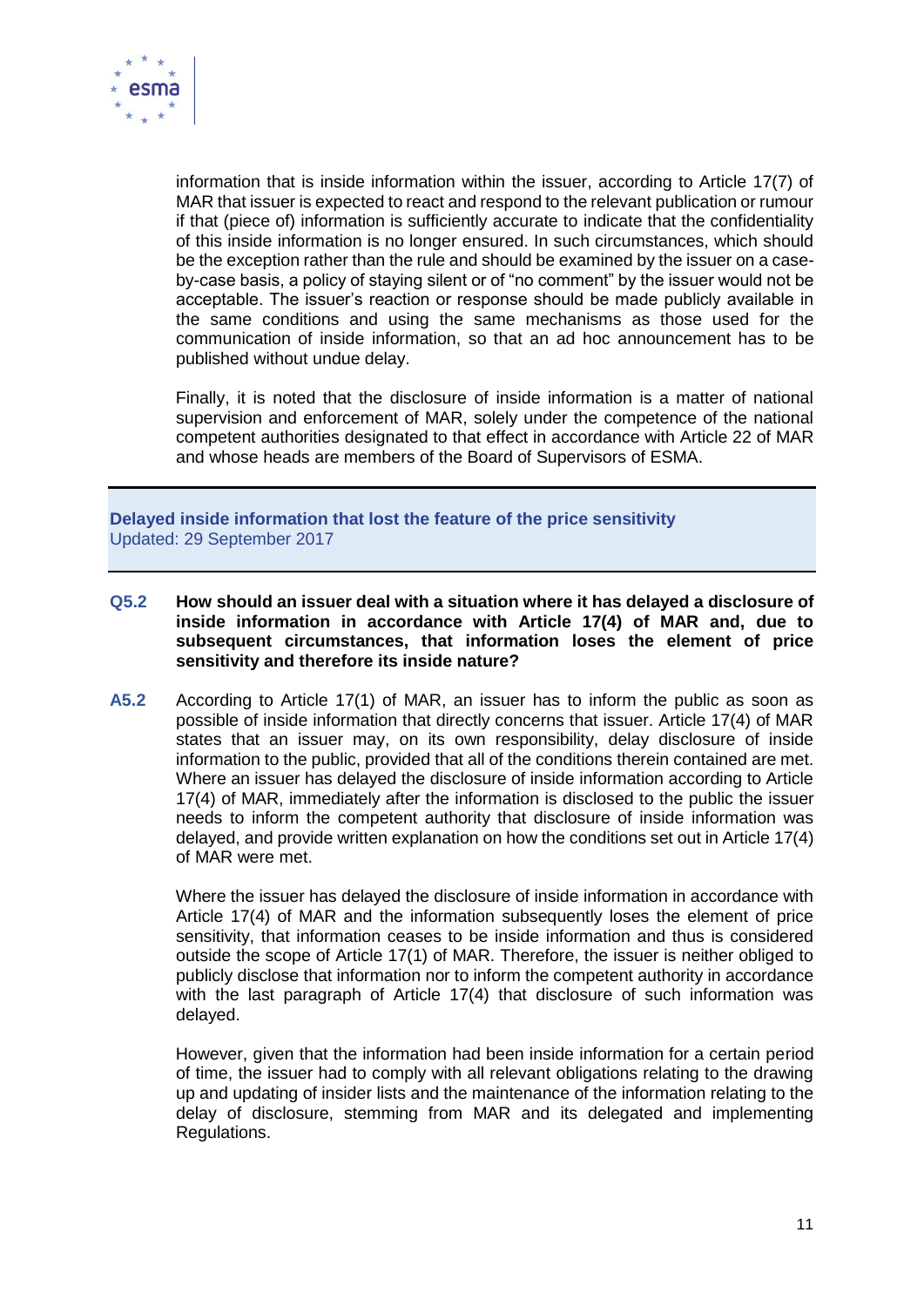information that is inside information within the issuer, according to Article 17(7) of MAR that issuer is expected to react and respond to the relevant publication or rumour if that (piece of) information is sufficiently accurate to indicate that the confidentiality of this inside information is no longer ensured. In such circumstances, which should be the exception rather than the rule and should be examined by the issuer on a case-by-case basis, a policy of staying silent or of "no comment" by the issuer would not be acceptable. The issuer's reaction or response should be made publicly available in the same conditions and using the same mechanisms as those used for the communication of inside information, so that an ad hoc announcement has to be published without undue delay.

Finally, it is noted that the disclosure of inside information is a matter of national supervision and enforcement of MAR, solely under the competence of the national competent authorities designated to that effect in accordance with Article 22 of MAR and whose heads are members of the Board of Supervisors of ESMA.

### Delayed inside information that lost the feature of the price sensitivity

Updated: 29 September 2017

**Q5.2 How should an issuer deal with a situation where it has delayed a disclosure of inside information in accordance with Article 17(4) of MAR and, due to subsequent circumstances, that information loses the element of price sensitivity and therefore its inside nature?**

**A5.2** According to Article 17(1) of MAR, an issuer has to inform the public as soon as possible of inside information that directly concerns that issuer. Article 17(4) of MAR states that an issuer may, on its own responsibility, delay disclosure of inside information to the public, provided that all of the conditions therein contained are met. Where an issuer has delayed the disclosure of inside information according to Article 17(4) of MAR, immediately after the information is disclosed to the public the issuer needs to inform the competent authority that disclosure of inside information was delayed, and provide written explanation on how the conditions set out in Article 17(4) of MAR were met.

Where the issuer has delayed the disclosure of inside information in accordance with Article 17(4) of MAR and the information subsequently loses the element of price sensitivity, that information ceases to be inside information and thus is considered outside the scope of Article 17(1) of MAR. Therefore, the issuer is neither obliged to publicly disclose that information nor to inform the competent authority in accordance with the last paragraph of Article 17(4) that disclosure of such information was delayed.

However, given that the information had been inside information for a certain period of time, the issuer had to comply with all relevant obligations relating to the drawing up and updating of insider lists and the maintenance of the information relating to the delay of disclosure, stemming from MAR and its delegated and implementing Regulations.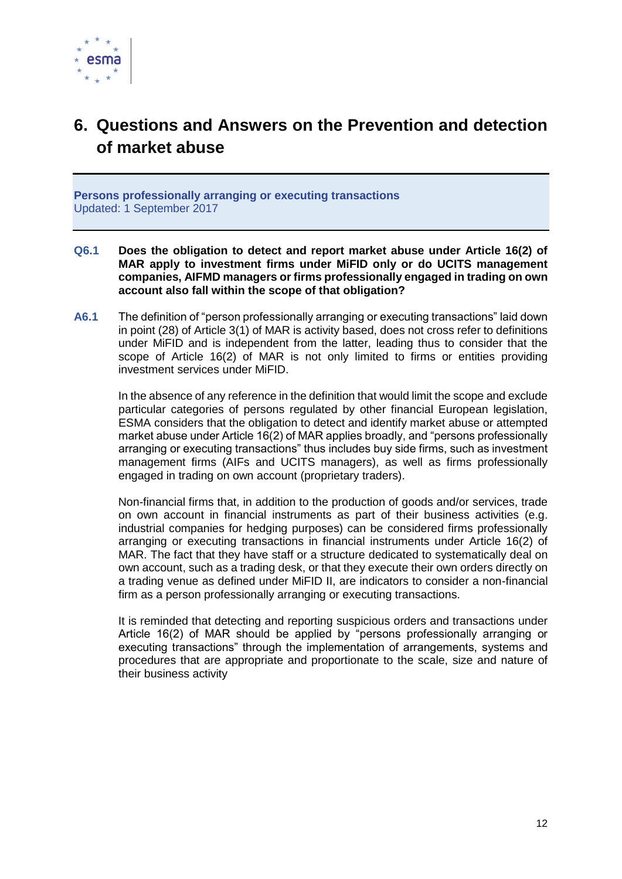# 6. Questions and Answers on the Prevention and detection of market abuse

**Persons professionally arranging or executing transactions**
Updated: 1 September 2017

**Q6.1 Does the obligation to detect and report market abuse under Article 16(2) of MAR apply to investment firms under MiFID only or do UCITS management companies, AIFMD managers or firms professionally engaged in trading on own account also fall within the scope of that obligation?**

**A6.1** The definition of "person professionally arranging or executing transactions" laid down in point (28) of Article 3(1) of MAR is activity based, does not cross refer to definitions under MiFID and is independent from the latter, leading thus to consider that the scope of Article 16(2) of MAR is not only limited to firms or entities providing investment services under MiFID.

In the absence of any reference in the definition that would limit the scope and exclude particular categories of persons regulated by other financial European legislation, ESMA considers that the obligation to detect and identify market abuse or attempted market abuse under Article 16(2) of MAR applies broadly, and "persons professionally arranging or executing transactions" thus includes buy side firms, such as investment management firms (AIFs and UCITS managers), as well as firms professionally engaged in trading on own account (proprietary traders).

Non-financial firms that, in addition to the production of goods and/or services, trade on own account in financial instruments as part of their business activities (e.g. industrial companies for hedging purposes) can be considered firms professionally arranging or executing transactions in financial instruments under Article 16(2) of MAR. The fact that they have staff or a structure dedicated to systematically deal on own account, such as a trading desk, or that they execute their own orders directly on a trading venue as defined under MiFID II, are indicators to consider a non-financial firm as a person professionally arranging or executing transactions.

It is reminded that detecting and reporting suspicious orders and transactions under Article 16(2) of MAR should be applied by "persons professionally arranging or executing transactions" through the implementation of arrangements, systems and procedures that are appropriate and proportionate to the scale, size and nature of their business activity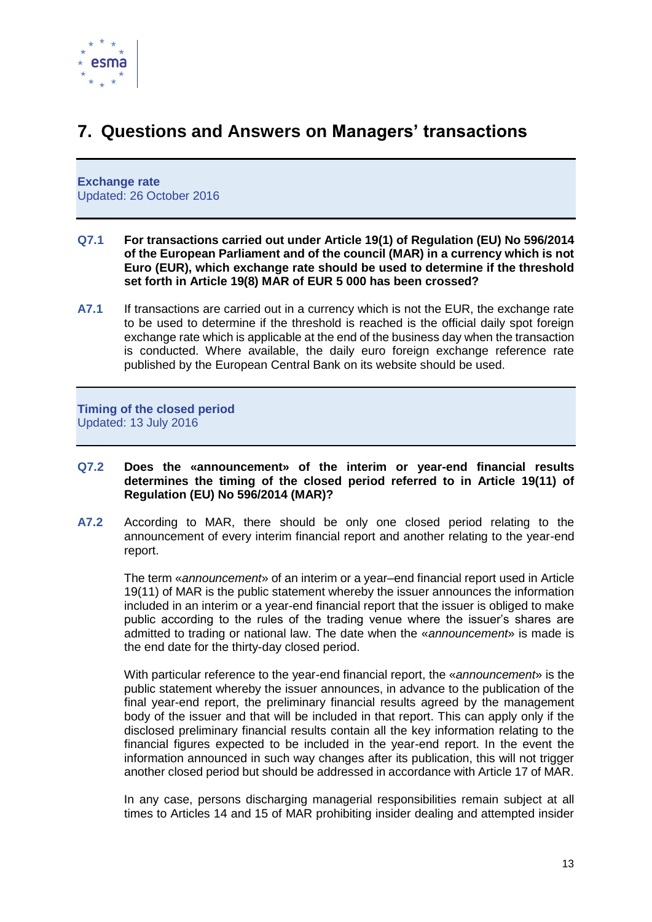# 7. Questions and Answers on Managers' transactions

**Exchange rate**
Updated: 26 October 2016

**Q7.1 For transactions carried out under Article 19(1) of Regulation (EU) No 596/2014 of the European Parliament and of the council (MAR) in a currency which is not Euro (EUR), which exchange rate should be used to determine if the threshold set forth in Article 19(8) MAR of EUR 5 000 has been crossed?**

**A7.1** If transactions are carried out in a currency which is not the EUR, the exchange rate to be used to determine if the threshold is reached is the official daily spot foreign exchange rate which is applicable at the end of the business day when the transaction is conducted. Where available, the daily euro foreign exchange reference rate published by the European Central Bank on its website should be used.

**Timing of the closed period**
Updated: 13 July 2016

**Q7.2 Does the «announcement» of the interim or year-end financial results determines the timing of the closed period referred to in Article 19(11) of Regulation (EU) No 596/2014 (MAR)?**

**A7.2** According to MAR, there should be only one closed period relating to the announcement of every interim financial report and another relating to the year-end report.

The term «*announcement*» of an interim or a year–end financial report used in Article 19(11) of MAR is the public statement whereby the issuer announces the information included in an interim or a year-end financial report that the issuer is obliged to make public according to the rules of the trading venue where the issuer's shares are admitted to trading or national law. The date when the «*announcement*» is made is the end date for the thirty-day closed period.

With particular reference to the year-end financial report, the «*announcement*» is the public statement whereby the issuer announces, in advance to the publication of the final year-end report, the preliminary financial results agreed by the management body of the issuer and that will be included in that report. This can apply only if the disclosed preliminary financial results contain all the key information relating to the financial figures expected to be included in the year-end report. In the event the information announced in such way changes after its publication, this will not trigger another closed period but should be addressed in accordance with Article 17 of MAR.

In any case, persons discharging managerial responsibilities remain subject at all times to Articles 14 and 15 of MAR prohibiting insider dealing and attempted insider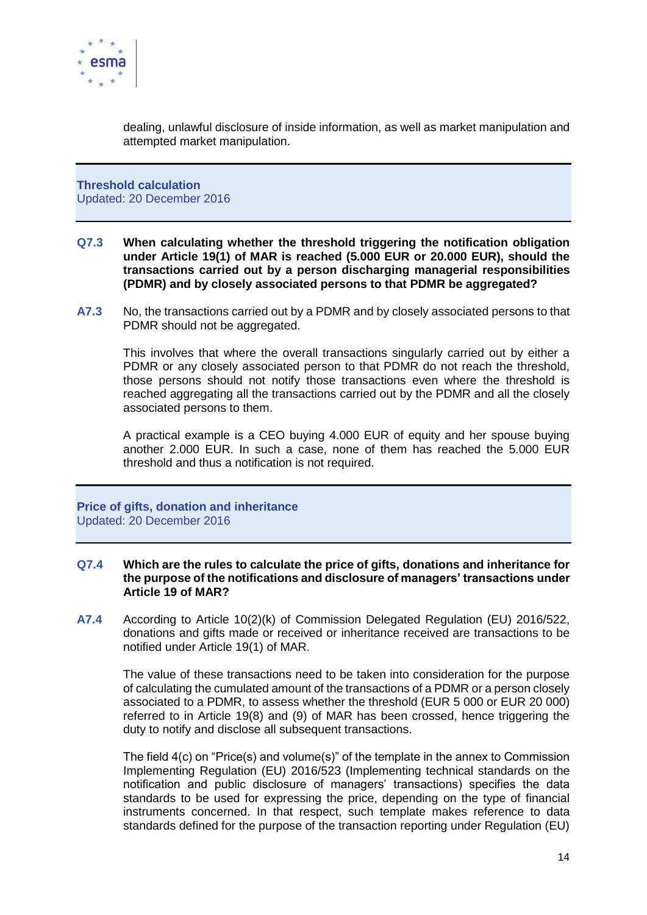dealing, unlawful disclosure of inside information, as well as market manipulation and attempted market manipulation.

**Threshold calculation**
Updated: 20 December 2016

**Q7.3 When calculating whether the threshold triggering the notification obligation under Article 19(1) of MAR is reached (5.000 EUR or 20.000 EUR), should the transactions carried out by a person discharging managerial responsibilities (PDMR) and by closely associated persons to that PDMR be aggregated?**

**A7.3** No, the transactions carried out by a PDMR and by closely associated persons to that PDMR should not be aggregated.

This involves that where the overall transactions singularly carried out by either a PDMR or any closely associated person to that PDMR do not reach the threshold, those persons should not notify those transactions even where the threshold is reached aggregating all the transactions carried out by the PDMR and all the closely associated persons to them.

A practical example is a CEO buying 4.000 EUR of equity and her spouse buying another 2.000 EUR. In such a case, none of them has reached the 5.000 EUR threshold and thus a notification is not required.

**Price of gifts, donation and inheritance**
Updated: 20 December 2016

**Q7.4 Which are the rules to calculate the price of gifts, donations and inheritance for the purpose of the notifications and disclosure of managers' transactions under Article 19 of MAR?**

**A7.4** According to Article 10(2)(k) of Commission Delegated Regulation (EU) 2016/522, donations and gifts made or received or inheritance received are transactions to be notified under Article 19(1) of MAR.

The value of these transactions need to be taken into consideration for the purpose of calculating the cumulated amount of the transactions of a PDMR or a person closely associated to a PDMR, to assess whether the threshold (EUR 5 000 or EUR 20 000) referred to in Article 19(8) and (9) of MAR has been crossed, hence triggering the duty to notify and disclose all subsequent transactions.

The field 4(c) on "Price(s) and volume(s)" of the template in the annex to Commission Implementing Regulation (EU) 2016/523 (Implementing technical standards on the notification and public disclosure of managers' transactions) specifies the data standards to be used for expressing the price, depending on the type of financial instruments concerned. In that respect, such template makes reference to data standards defined for the purpose of the transaction reporting under Regulation (EU)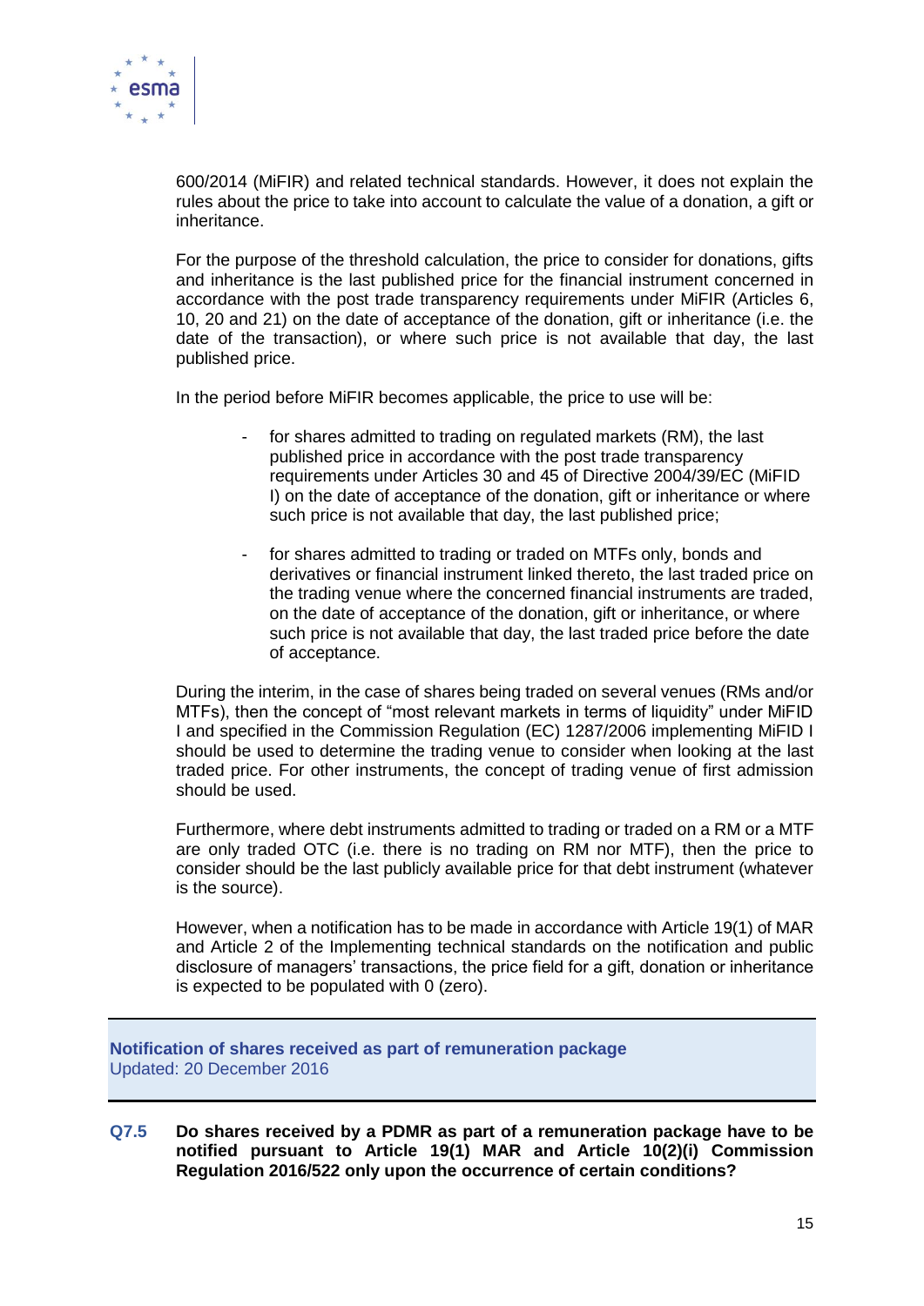600/2014 (MiFIR) and related technical standards. However, it does not explain the rules about the price to take into account to calculate the value of a donation, a gift or inheritance.

For the purpose of the threshold calculation, the price to consider for donations, gifts and inheritance is the last published price for the financial instrument concerned in accordance with the post trade transparency requirements under MiFIR (Articles 6, 10, 20 and 21) on the date of acceptance of the donation, gift or inheritance (i.e. the date of the transaction), or where such price is not available that day, the last published price.

In the period before MiFIR becomes applicable, the price to use will be:

- for shares admitted to trading on regulated markets (RM), the last published price in accordance with the post trade transparency requirements under Articles 30 and 45 of Directive 2004/39/EC (MiFID I) on the date of acceptance of the donation, gift or inheritance or where such price is not available that day, the last published price;

- for shares admitted to trading or traded on MTFs only, bonds and derivatives or financial instrument linked thereto, the last traded price on the trading venue where the concerned financial instruments are traded, on the date of acceptance of the donation, gift or inheritance, or where such price is not available that day, the last traded price before the date of acceptance.

During the interim, in the case of shares being traded on several venues (RMs and/or MTFs), then the concept of "most relevant markets in terms of liquidity" under MiFID I and specified in the Commission Regulation (EC) 1287/2006 implementing MiFID I should be used to determine the trading venue to consider when looking at the last traded price. For other instruments, the concept of trading venue of first admission should be used.

Furthermore, where debt instruments admitted to trading or traded on a RM or a MTF are only traded OTC (i.e. there is no trading on RM nor MTF), then the price to consider should be the last publicly available price for that debt instrument (whatever is the source).

However, when a notification has to be made in accordance with Article 19(1) of MAR and Article 2 of the Implementing technical standards on the notification and public disclosure of managers' transactions, the price field for a gift, donation or inheritance is expected to be populated with 0 (zero).

## Notification of shares received as part of remuneration package

Updated: 20 December 2016

**Q7.5 Do shares received by a PDMR as part of a remuneration package have to be notified pursuant to Article 19(1) MAR and Article 10(2)(i) Commission Regulation 2016/522 only upon the occurrence of certain conditions?**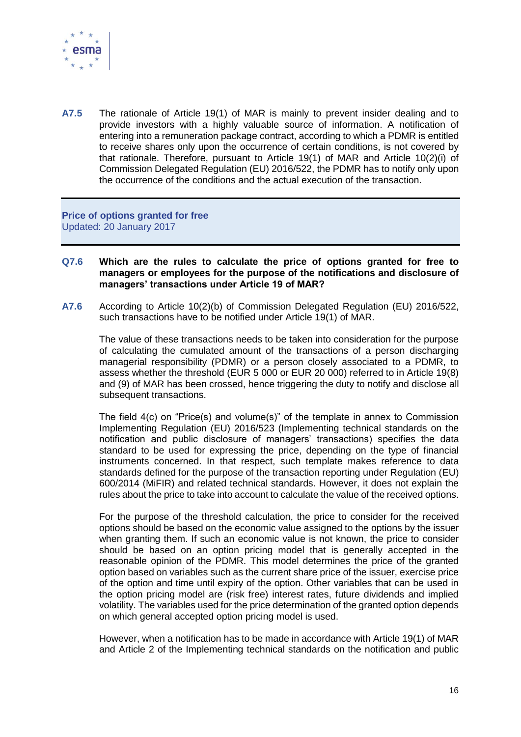**A7.5** The rationale of Article 19(1) of MAR is mainly to prevent insider dealing and to provide investors with a highly valuable source of information. A notification of entering into a remuneration package contract, according to which a PDMR is entitled to receive shares only upon the occurrence of certain conditions, is not covered by that rationale. Therefore, pursuant to Article 19(1) of MAR and Article 10(2)(i) of Commission Delegated Regulation (EU) 2016/522, the PDMR has to notify only upon the occurrence of the conditions and the actual execution of the transaction.

## Price of options granted for free

Updated: 20 January 2017

**Q7.6** **Which are the rules to calculate the price of options granted for free to managers or employees for the purpose of the notifications and disclosure of managers' transactions under Article 19 of MAR?**

**A7.6** According to Article 10(2)(b) of Commission Delegated Regulation (EU) 2016/522, such transactions have to be notified under Article 19(1) of MAR.

The value of these transactions needs to be taken into consideration for the purpose of calculating the cumulated amount of the transactions of a person discharging managerial responsibility (PDMR) or a person closely associated to a PDMR, to assess whether the threshold (EUR 5 000 or EUR 20 000) referred to in Article 19(8) and (9) of MAR has been crossed, hence triggering the duty to notify and disclose all subsequent transactions.

The field 4(c) on "Price(s) and volume(s)" of the template in annex to Commission Implementing Regulation (EU) 2016/523 (Implementing technical standards on the notification and public disclosure of managers' transactions) specifies the data standard to be used for expressing the price, depending on the type of financial instruments concerned. In that respect, such template makes reference to data standards defined for the purpose of the transaction reporting under Regulation (EU) 600/2014 (MiFIR) and related technical standards. However, it does not explain the rules about the price to take into account to calculate the value of the received options.

For the purpose of the threshold calculation, the price to consider for the received options should be based on the economic value assigned to the options by the issuer when granting them. If such an economic value is not known, the price to consider should be based on an option pricing model that is generally accepted in the reasonable opinion of the PDMR. This model determines the price of the granted option based on variables such as the current share price of the issuer, exercise price of the option and time until expiry of the option. Other variables that can be used in the option pricing model are (risk free) interest rates, future dividends and implied volatility. The variables used for the price determination of the granted option depends on which general accepted option pricing model is used.

However, when a notification has to be made in accordance with Article 19(1) of MAR and Article 2 of the Implementing technical standards on the notification and public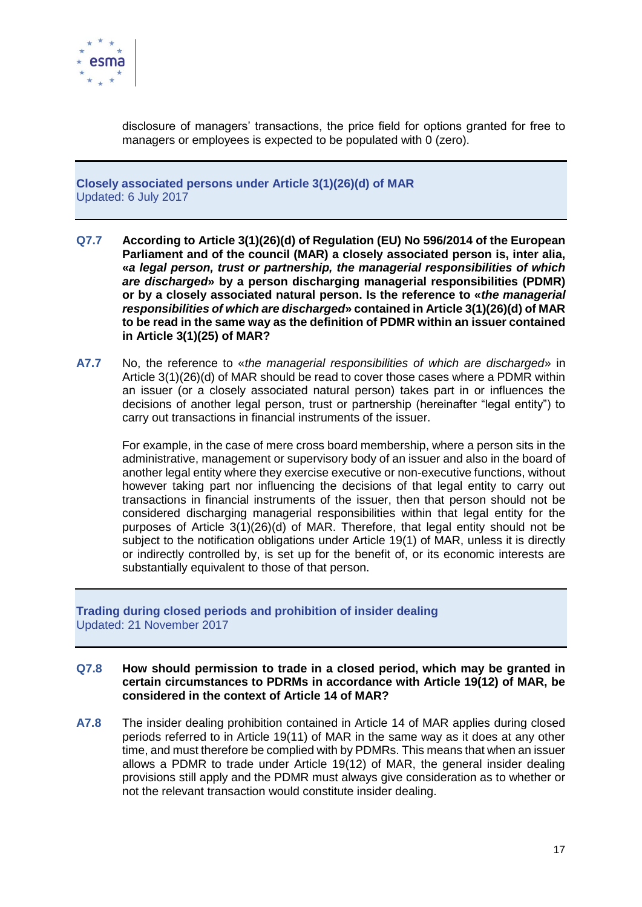disclosure of managers' transactions, the price field for options granted for free to managers or employees is expected to be populated with 0 (zero).

## Closely associated persons under Article 3(1)(26)(d) of MAR

Updated: 6 July 2017

**Q7.7 According to Article 3(1)(26)(d) of Regulation (EU) No 596/2014 of the European Parliament and of the council (MAR) a closely associated person is, inter alia, «*a legal person, trust or partnership, the managerial responsibilities of which are discharged*» by a person discharging managerial responsibilities (PDMR) or by a closely associated natural person. Is the reference to «*the managerial responsibilities of which are discharged*» contained in Article 3(1)(26)(d) of MAR to be read in the same way as the definition of PDMR within an issuer contained in Article 3(1)(25) of MAR?**

**A7.7** No, the reference to «*the managerial responsibilities of which are discharged*» in Article 3(1)(26)(d) of MAR should be read to cover those cases where a PDMR within an issuer (or a closely associated natural person) takes part in or influences the decisions of another legal person, trust or partnership (hereinafter "legal entity") to carry out transactions in financial instruments of the issuer.

For example, in the case of mere cross board membership, where a person sits in the administrative, management or supervisory body of an issuer and also in the board of another legal entity where they exercise executive or non-executive functions, without however taking part nor influencing the decisions of that legal entity to carry out transactions in financial instruments of the issuer, then that person should not be considered discharging managerial responsibilities within that legal entity for the purposes of Article 3(1)(26)(d) of MAR. Therefore, that legal entity should not be subject to the notification obligations under Article 19(1) of MAR, unless it is directly or indirectly controlled by, is set up for the benefit of, or its economic interests are substantially equivalent to those of that person.

## Trading during closed periods and prohibition of insider dealing

Updated: 21 November 2017

**Q7.8 How should permission to trade in a closed period, which may be granted in certain circumstances to PDRMs in accordance with Article 19(12) of MAR, be considered in the context of Article 14 of MAR?**

**A7.8** The insider dealing prohibition contained in Article 14 of MAR applies during closed periods referred to in Article 19(11) of MAR in the same way as it does at any other time, and must therefore be complied with by PDMRs. This means that when an issuer allows a PDMR to trade under Article 19(12) of MAR, the general insider dealing provisions still apply and the PDMR must always give consideration as to whether or not the relevant transaction would constitute insider dealing.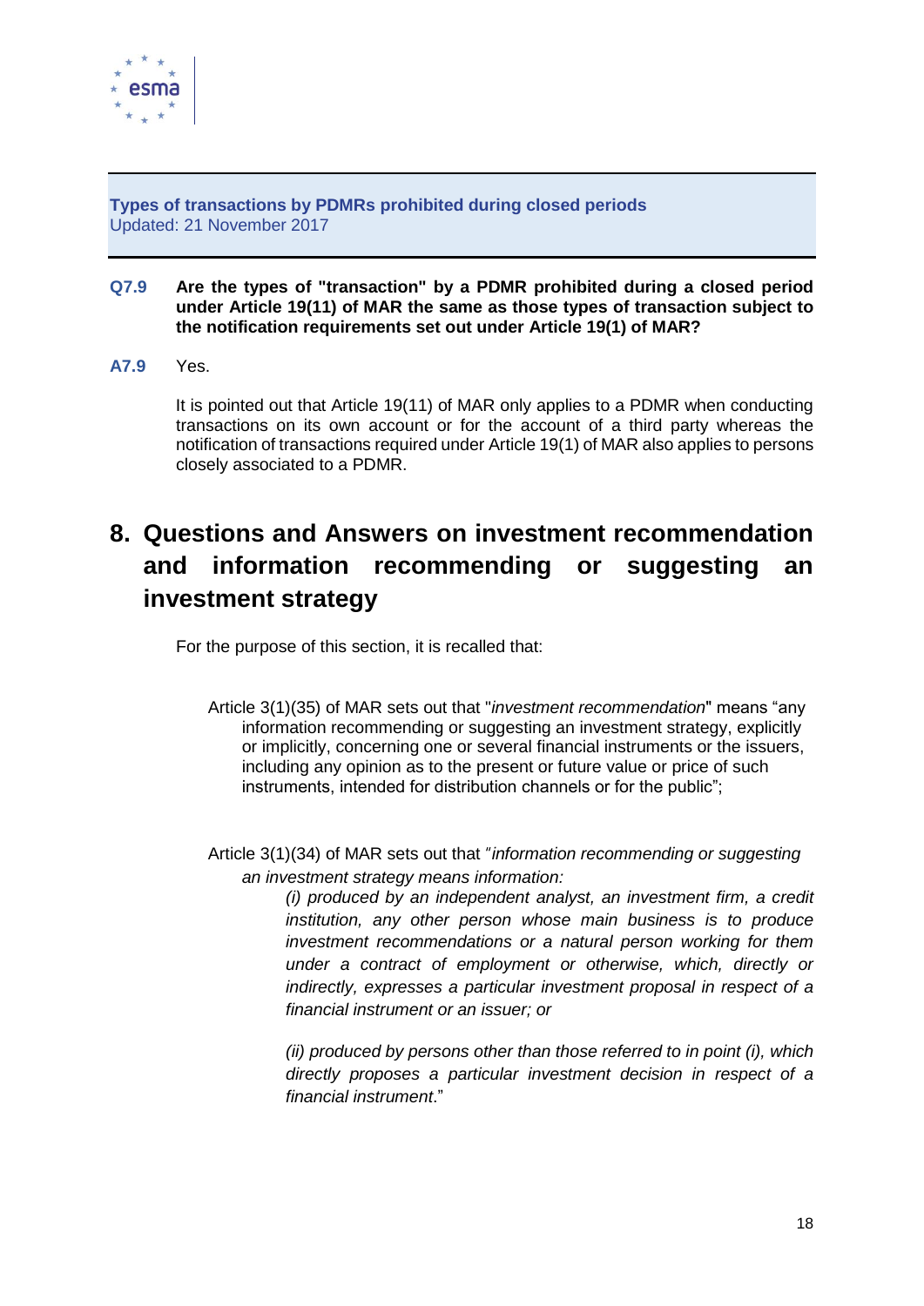**Types of transactions by PDMRs prohibited during closed periods**
Updated: 21 November 2017

**Q7.9 Are the types of "transaction" by a PDMR prohibited during a closed period under Article 19(11) of MAR the same as those types of transaction subject to the notification requirements set out under Article 19(1) of MAR?**

**A7.9** Yes.

It is pointed out that Article 19(11) of MAR only applies to a PDMR when conducting transactions on its own account or for the account of a third party whereas the notification of transactions required under Article 19(1) of MAR also applies to persons closely associated to a PDMR.

# 8. Questions and Answers on investment recommendation and information recommending or suggesting an investment strategy

For the purpose of this section, it is recalled that:

Article 3(1)(35) of MAR sets out that "*investment recommendation*" means "any information recommending or suggesting an investment strategy, explicitly or implicitly, concerning one or several financial instruments or the issuers, including any opinion as to the present or future value or price of such instruments, intended for distribution channels or for the public";

Article 3(1)(34) of MAR sets out that "*information recommending or suggesting an investment strategy means information:*

*(i) produced by an independent analyst, an investment firm, a credit institution, any other person whose main business is to produce investment recommendations or a natural person working for them under a contract of employment or otherwise, which, directly or indirectly, expresses a particular investment proposal in respect of a financial instrument or an issuer; or*

*(ii) produced by persons other than those referred to in point (i), which directly proposes a particular investment decision in respect of a financial instrument*."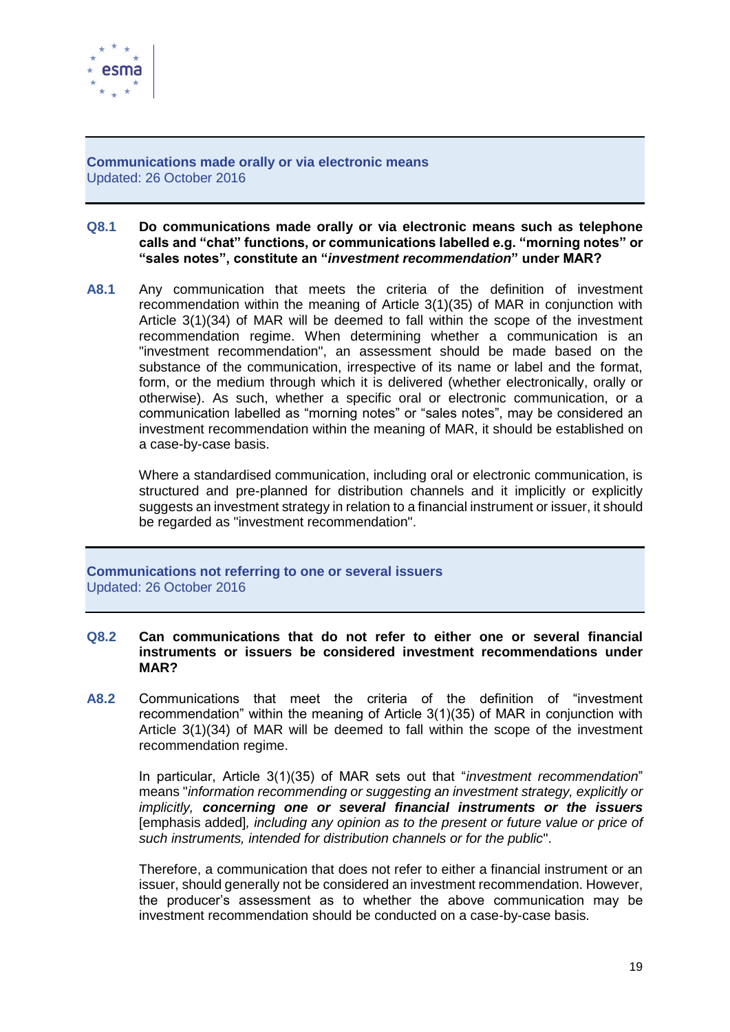**Communications made orally or via electronic means**
Updated: 26 October 2016

**Q8.1 Do communications made orally or via electronic means such as telephone calls and "chat" functions, or communications labelled e.g. "morning notes" or "sales notes", constitute an "*investment recommendation*" under MAR?**

**A8.1** Any communication that meets the criteria of the definition of investment recommendation within the meaning of Article 3(1)(35) of MAR in conjunction with Article 3(1)(34) of MAR will be deemed to fall within the scope of the investment recommendation regime. When determining whether a communication is an "investment recommendation", an assessment should be made based on the substance of the communication, irrespective of its name or label and the format, form, or the medium through which it is delivered (whether electronically, orally or otherwise). As such, whether a specific oral or electronic communication, or a communication labelled as "morning notes" or "sales notes", may be considered an investment recommendation within the meaning of MAR, it should be established on a case-by-case basis.

Where a standardised communication, including oral or electronic communication, is structured and pre-planned for distribution channels and it implicitly or explicitly suggests an investment strategy in relation to a financial instrument or issuer, it should be regarded as "investment recommendation".

**Communications not referring to one or several issuers**
Updated: 26 October 2016

**Q8.2 Can communications that do not refer to either one or several financial instruments or issuers be considered investment recommendations under MAR?**

**A8.2** Communications that meet the criteria of the definition of "investment recommendation" within the meaning of Article 3(1)(35) of MAR in conjunction with Article 3(1)(34) of MAR will be deemed to fall within the scope of the investment recommendation regime.

In particular, Article 3(1)(35) of MAR sets out that "*investment recommendation*" means "*information recommending or suggesting an investment strategy, explicitly or implicitly,* ***concerning one or several financial instruments or the issuers*** [emphasis added]*, including any opinion as to the present or future value or price of such instruments, intended for distribution channels or for the public*".

Therefore, a communication that does not refer to either a financial instrument or an issuer, should generally not be considered an investment recommendation. However, the producer's assessment as to whether the above communication may be investment recommendation should be conducted on a case-by-case basis.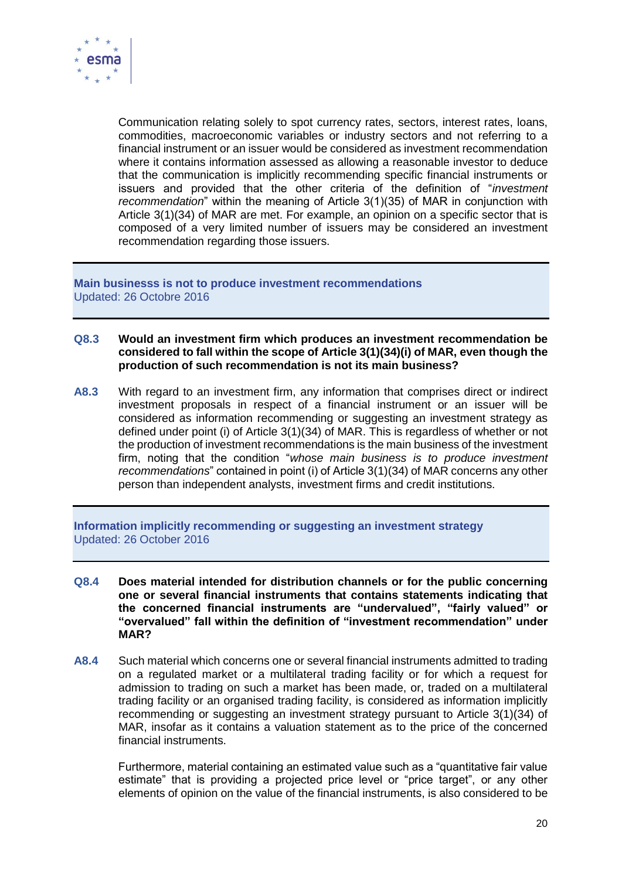Communication relating solely to spot currency rates, sectors, interest rates, loans, commodities, macroeconomic variables or industry sectors and not referring to a financial instrument or an issuer would be considered as investment recommendation where it contains information assessed as allowing a reasonable investor to deduce that the communication is implicitly recommending specific financial instruments or issuers and provided that the other criteria of the definition of "*investment recommendation*" within the meaning of Article 3(1)(35) of MAR in conjunction with Article 3(1)(34) of MAR are met. For example, an opinion on a specific sector that is composed of a very limited number of issuers may be considered an investment recommendation regarding those issuers.

## Main businesss is not to produce investment recommendations

Updated: 26 Octobre 2016

**Q8.3 Would an investment firm which produces an investment recommendation be considered to fall within the scope of Article 3(1)(34)(i) of MAR, even though the production of such recommendation is not its main business?**

**A8.3** With regard to an investment firm, any information that comprises direct or indirect investment proposals in respect of a financial instrument or an issuer will be considered as information recommending or suggesting an investment strategy as defined under point (i) of Article 3(1)(34) of MAR. This is regardless of whether or not the production of investment recommendations is the main business of the investment firm, noting that the condition "*whose main business is to produce investment recommendations*" contained in point (i) of Article 3(1)(34) of MAR concerns any other person than independent analysts, investment firms and credit institutions.

## Information implicitly recommending or suggesting an investment strategy

Updated: 26 October 2016

**Q8.4 Does material intended for distribution channels or for the public concerning one or several financial instruments that contains statements indicating that the concerned financial instruments are "undervalued", "fairly valued" or "overvalued" fall within the definition of "investment recommendation" under MAR?**

**A8.4** Such material which concerns one or several financial instruments admitted to trading on a regulated market or a multilateral trading facility or for which a request for admission to trading on such a market has been made, or, traded on a multilateral trading facility or an organised trading facility, is considered as information implicitly recommending or suggesting an investment strategy pursuant to Article 3(1)(34) of MAR, insofar as it contains a valuation statement as to the price of the concerned financial instruments.

Furthermore, material containing an estimated value such as a "quantitative fair value estimate" that is providing a projected price level or "price target", or any other elements of opinion on the value of the financial instruments, is also considered to be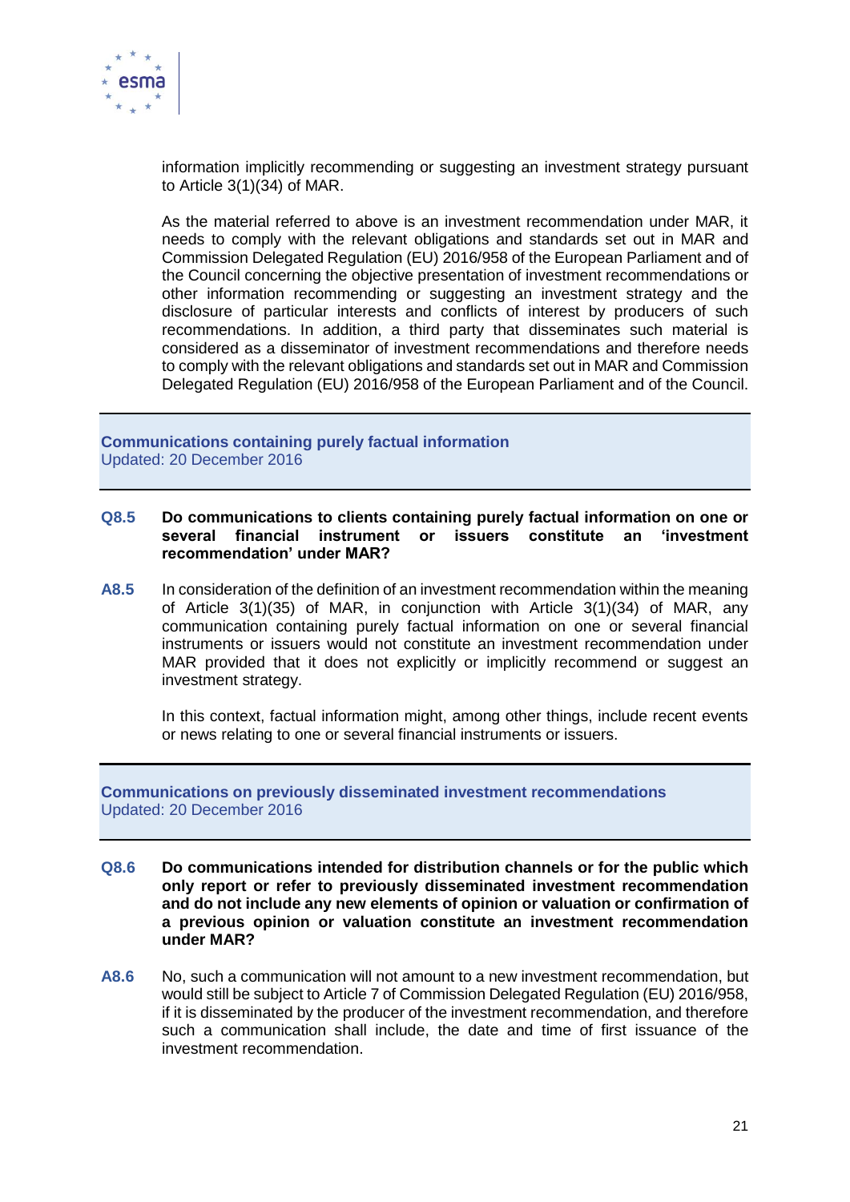information implicitly recommending or suggesting an investment strategy pursuant to Article 3(1)(34) of MAR.

As the material referred to above is an investment recommendation under MAR, it needs to comply with the relevant obligations and standards set out in MAR and Commission Delegated Regulation (EU) 2016/958 of the European Parliament and of the Council concerning the objective presentation of investment recommendations or other information recommending or suggesting an investment strategy and the disclosure of particular interests and conflicts of interest by producers of such recommendations. In addition, a third party that disseminates such material is considered as a disseminator of investment recommendations and therefore needs to comply with the relevant obligations and standards set out in MAR and Commission Delegated Regulation (EU) 2016/958 of the European Parliament and of the Council.

## Communications containing purely factual information

Updated: 20 December 2016

**Q8.5** **Do communications to clients containing purely factual information on one or several financial instrument or issuers constitute an 'investment recommendation' under MAR?**

**A8.5** In consideration of the definition of an investment recommendation within the meaning of Article 3(1)(35) of MAR, in conjunction with Article 3(1)(34) of MAR, any communication containing purely factual information on one or several financial instruments or issuers would not constitute an investment recommendation under MAR provided that it does not explicitly or implicitly recommend or suggest an investment strategy.

In this context, factual information might, among other things, include recent events or news relating to one or several financial instruments or issuers.

## Communications on previously disseminated investment recommendations

Updated: 20 December 2016

**Q8.6** **Do communications intended for distribution channels or for the public which only report or refer to previously disseminated investment recommendation and do not include any new elements of opinion or valuation or confirmation of a previous opinion or valuation constitute an investment recommendation under MAR?**

**A8.6** No, such a communication will not amount to a new investment recommendation, but would still be subject to Article 7 of Commission Delegated Regulation (EU) 2016/958, if it is disseminated by the producer of the investment recommendation, and therefore such a communication shall include, the date and time of first issuance of the investment recommendation.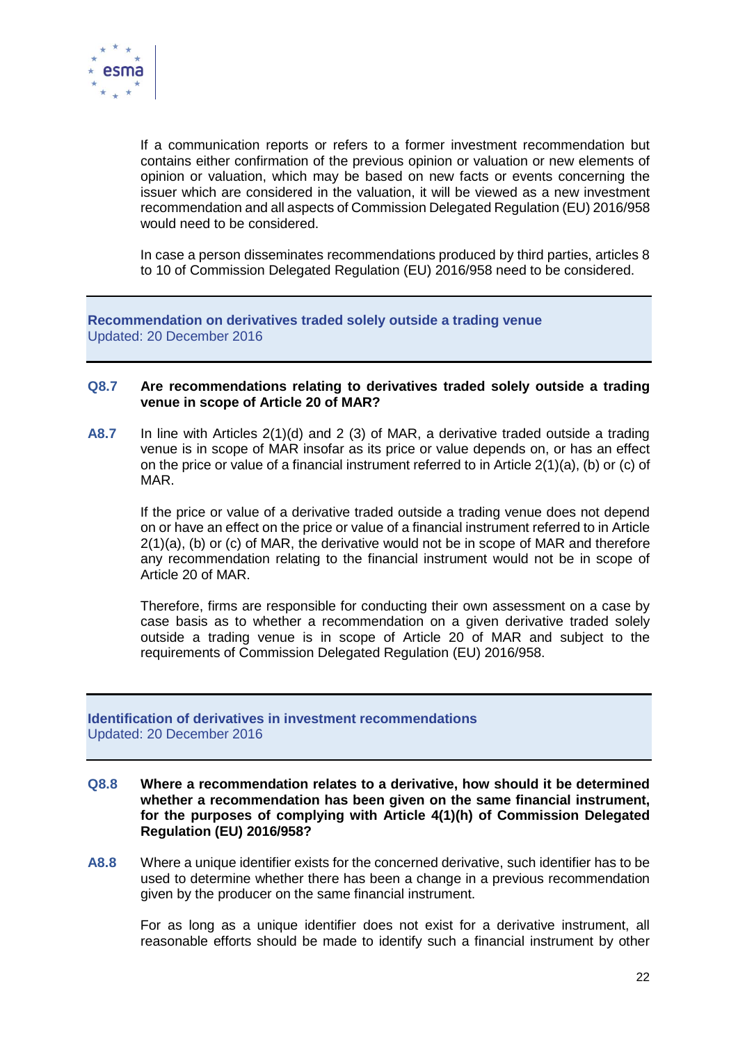If a communication reports or refers to a former investment recommendation but contains either confirmation of the previous opinion or valuation or new elements of opinion or valuation, which may be based on new facts or events concerning the issuer which are considered in the valuation, it will be viewed as a new investment recommendation and all aspects of Commission Delegated Regulation (EU) 2016/958 would need to be considered.

In case a person disseminates recommendations produced by third parties, articles 8 to 10 of Commission Delegated Regulation (EU) 2016/958 need to be considered.

## Recommendation on derivatives traded solely outside a trading venue

Updated: 20 December 2016

**Q8.7 Are recommendations relating to derivatives traded solely outside a trading venue in scope of Article 20 of MAR?**

**A8.7** In line with Articles 2(1)(d) and 2 (3) of MAR, a derivative traded outside a trading venue is in scope of MAR insofar as its price or value depends on, or has an effect on the price or value of a financial instrument referred to in Article 2(1)(a), (b) or (c) of MAR.

If the price or value of a derivative traded outside a trading venue does not depend on or have an effect on the price or value of a financial instrument referred to in Article 2(1)(a), (b) or (c) of MAR, the derivative would not be in scope of MAR and therefore any recommendation relating to the financial instrument would not be in scope of Article 20 of MAR.

Therefore, firms are responsible for conducting their own assessment on a case by case basis as to whether a recommendation on a given derivative traded solely outside a trading venue is in scope of Article 20 of MAR and subject to the requirements of Commission Delegated Regulation (EU) 2016/958.

## Identification of derivatives in investment recommendations

Updated: 20 December 2016

**Q8.8 Where a recommendation relates to a derivative, how should it be determined whether a recommendation has been given on the same financial instrument, for the purposes of complying with Article 4(1)(h) of Commission Delegated Regulation (EU) 2016/958?**

**A8.8** Where a unique identifier exists for the concerned derivative, such identifier has to be used to determine whether there has been a change in a previous recommendation given by the producer on the same financial instrument.

For as long as a unique identifier does not exist for a derivative instrument, all reasonable efforts should be made to identify such a financial instrument by other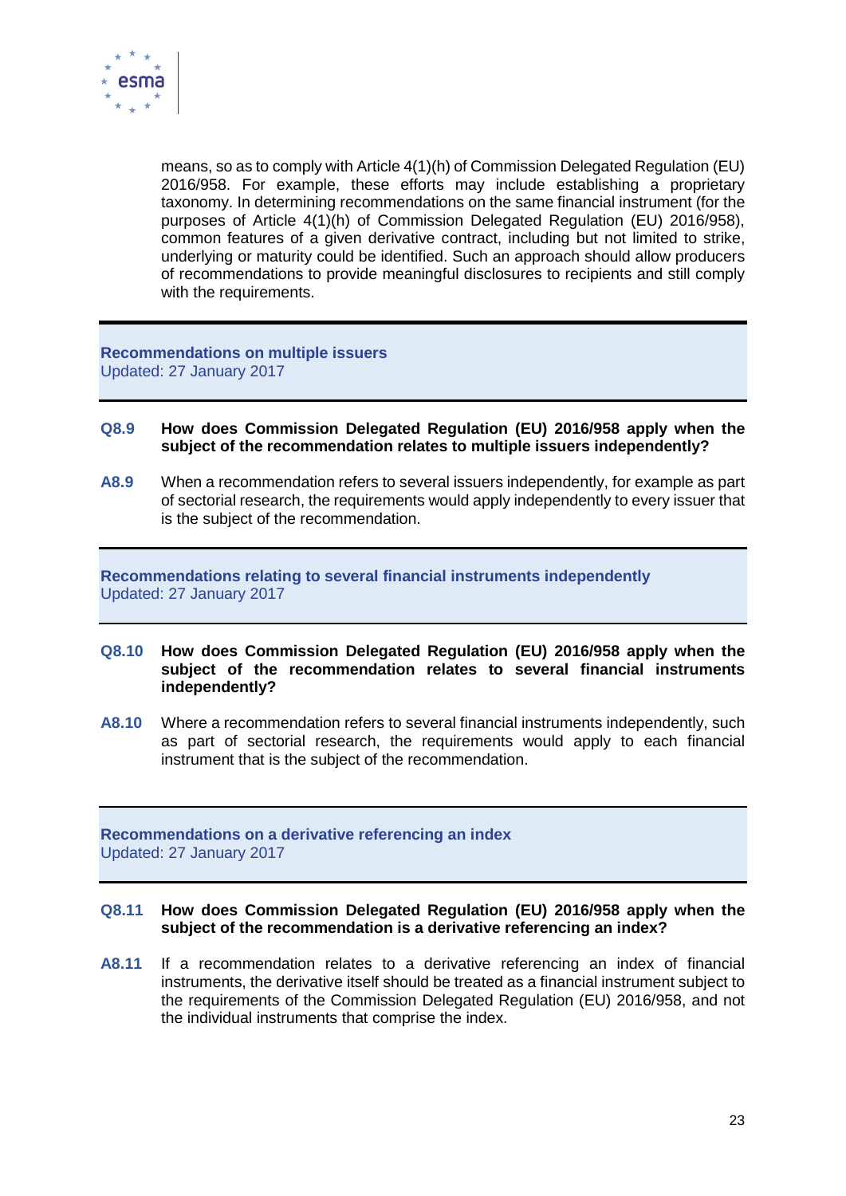means, so as to comply with Article 4(1)(h) of Commission Delegated Regulation (EU) 2016/958. For example, these efforts may include establishing a proprietary taxonomy. In determining recommendations on the same financial instrument (for the purposes of Article 4(1)(h) of Commission Delegated Regulation (EU) 2016/958), common features of a given derivative contract, including but not limited to strike, underlying or maturity could be identified. Such an approach should allow producers of recommendations to provide meaningful disclosures to recipients and still comply with the requirements.

## Recommendations on multiple issuers

Updated: 27 January 2017

**Q8.9 How does Commission Delegated Regulation (EU) 2016/958 apply when the subject of the recommendation relates to multiple issuers independently?**

**A8.9** When a recommendation refers to several issuers independently, for example as part of sectorial research, the requirements would apply independently to every issuer that is the subject of the recommendation.

## Recommendations relating to several financial instruments independently

Updated: 27 January 2017

**Q8.10 How does Commission Delegated Regulation (EU) 2016/958 apply when the subject of the recommendation relates to several financial instruments independently?**

**A8.10** Where a recommendation refers to several financial instruments independently, such as part of sectorial research, the requirements would apply to each financial instrument that is the subject of the recommendation.

## Recommendations on a derivative referencing an index

Updated: 27 January 2017

**Q8.11 How does Commission Delegated Regulation (EU) 2016/958 apply when the subject of the recommendation is a derivative referencing an index?**

**A8.11** If a recommendation relates to a derivative referencing an index of financial instruments, the derivative itself should be treated as a financial instrument subject to the requirements of the Commission Delegated Regulation (EU) 2016/958, and not the individual instruments that comprise the index.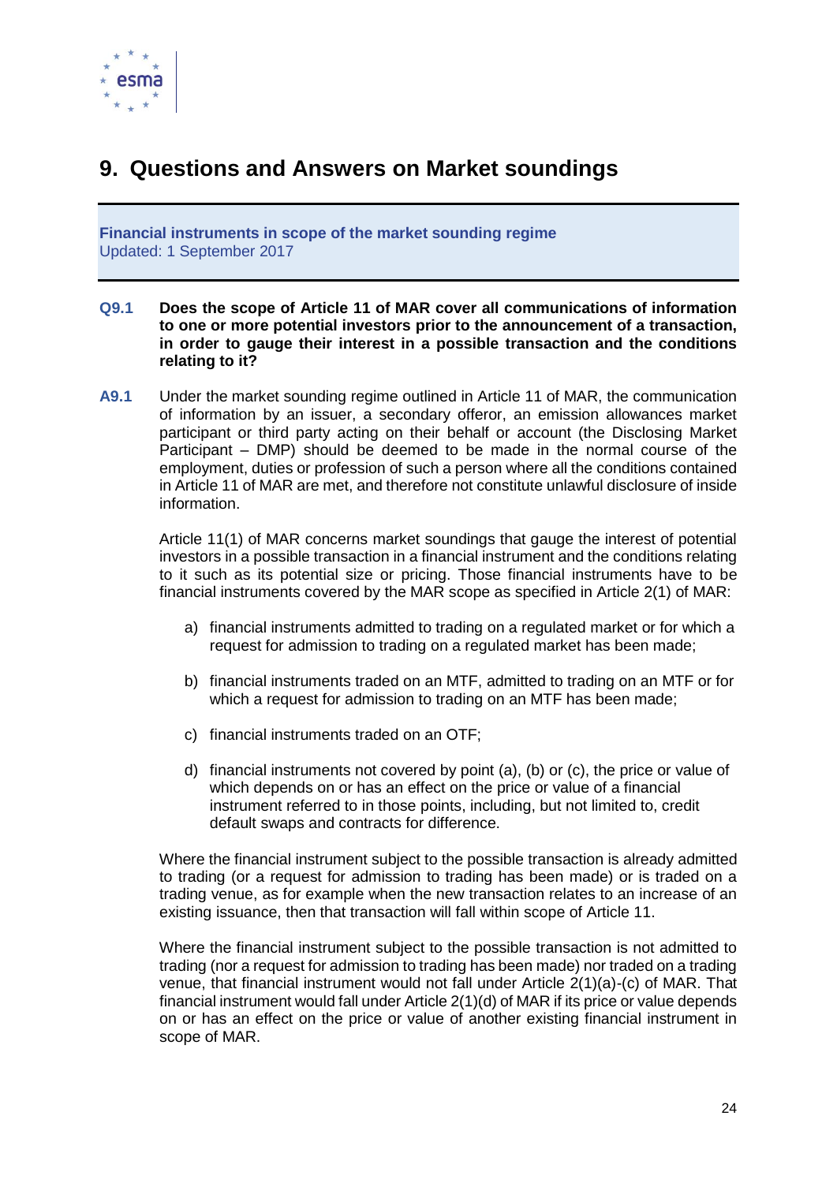# 9. Questions and Answers on Market soundings

**Financial instruments in scope of the market sounding regime**
Updated: 1 September 2017

**Q9.1 Does the scope of Article 11 of MAR cover all communications of information to one or more potential investors prior to the announcement of a transaction, in order to gauge their interest in a possible transaction and the conditions relating to it?**

**A9.1** Under the market sounding regime outlined in Article 11 of MAR, the communication of information by an issuer, a secondary offeror, an emission allowances market participant or third party acting on their behalf or account (the Disclosing Market Participant – DMP) should be deemed to be made in the normal course of the employment, duties or profession of such a person where all the conditions contained in Article 11 of MAR are met, and therefore not constitute unlawful disclosure of inside information.

Article 11(1) of MAR concerns market soundings that gauge the interest of potential investors in a possible transaction in a financial instrument and the conditions relating to it such as its potential size or pricing. Those financial instruments have to be financial instruments covered by the MAR scope as specified in Article 2(1) of MAR:

a) financial instruments admitted to trading on a regulated market or for which a request for admission to trading on a regulated market has been made;

b) financial instruments traded on an MTF, admitted to trading on an MTF or for which a request for admission to trading on an MTF has been made;

c) financial instruments traded on an OTF;

d) financial instruments not covered by point (a), (b) or (c), the price or value of which depends on or has an effect on the price or value of a financial instrument referred to in those points, including, but not limited to, credit default swaps and contracts for difference.

Where the financial instrument subject to the possible transaction is already admitted to trading (or a request for admission to trading has been made) or is traded on a trading venue, as for example when the new transaction relates to an increase of an existing issuance, then that transaction will fall within scope of Article 11.

Where the financial instrument subject to the possible transaction is not admitted to trading (nor a request for admission to trading has been made) nor traded on a trading venue, that financial instrument would not fall under Article 2(1)(a)-(c) of MAR. That financial instrument would fall under Article 2(1)(d) of MAR if its price or value depends on or has an effect on the price or value of another existing financial instrument in scope of MAR.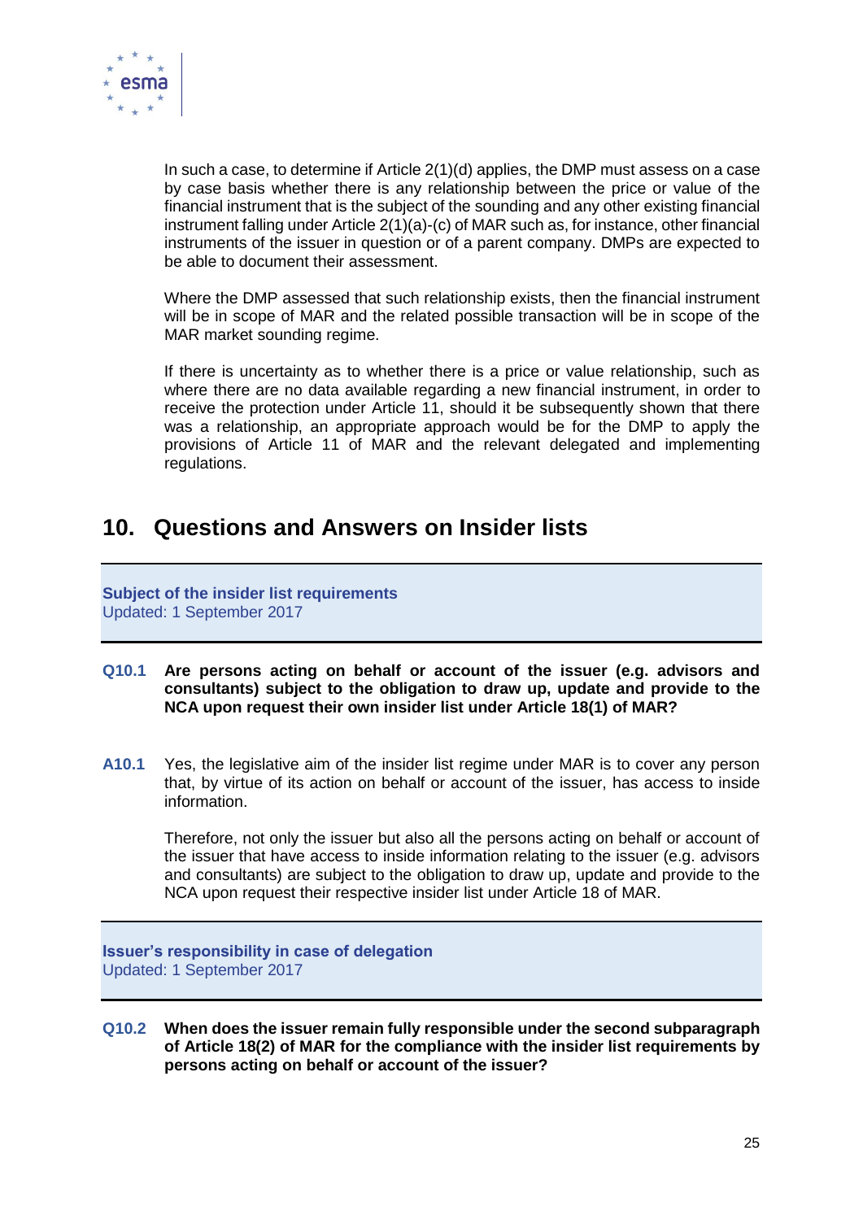In such a case, to determine if Article 2(1)(d) applies, the DMP must assess on a case by case basis whether there is any relationship between the price or value of the financial instrument that is the subject of the sounding and any other existing financial instrument falling under Article 2(1)(a)-(c) of MAR such as, for instance, other financial instruments of the issuer in question or of a parent company. DMPs are expected to be able to document their assessment.

Where the DMP assessed that such relationship exists, then the financial instrument will be in scope of MAR and the related possible transaction will be in scope of the MAR market sounding regime.

If there is uncertainty as to whether there is a price or value relationship, such as where there are no data available regarding a new financial instrument, in order to receive the protection under Article 11, should it be subsequently shown that there was a relationship, an appropriate approach would be for the DMP to apply the provisions of Article 11 of MAR and the relevant delegated and implementing regulations.

## 10. Questions and Answers on Insider lists

**Subject of the insider list requirements**
Updated: 1 September 2017

**Q10.1 Are persons acting on behalf or account of the issuer (e.g. advisors and consultants) subject to the obligation to draw up, update and provide to the NCA upon request their own insider list under Article 18(1) of MAR?**

**A10.1** Yes, the legislative aim of the insider list regime under MAR is to cover any person that, by virtue of its action on behalf or account of the issuer, has access to inside information.

Therefore, not only the issuer but also all the persons acting on behalf or account of the issuer that have access to inside information relating to the issuer (e.g. advisors and consultants) are subject to the obligation to draw up, update and provide to the NCA upon request their respective insider list under Article 18 of MAR.

**Issuer's responsibility in case of delegation**
Updated: 1 September 2017

**Q10.2 When does the issuer remain fully responsible under the second subparagraph of Article 18(2) of MAR for the compliance with the insider list requirements by persons acting on behalf or account of the issuer?**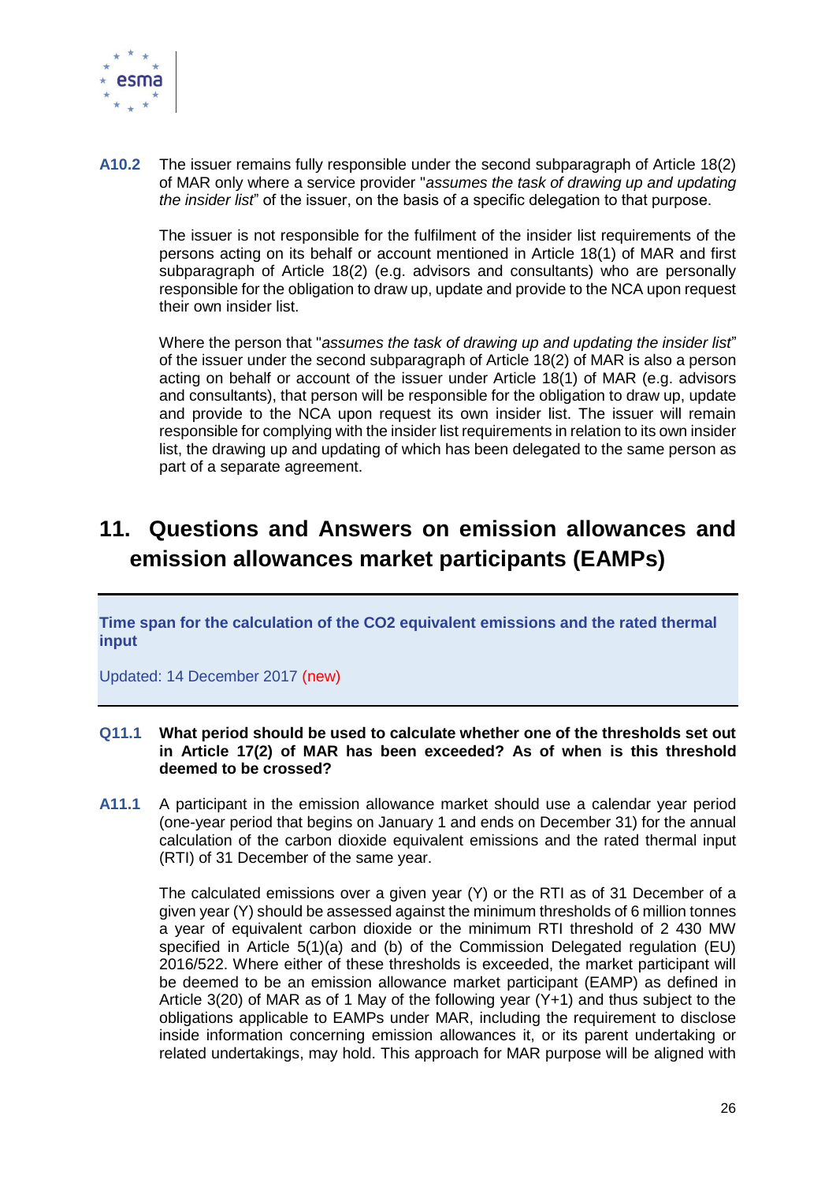**A10.2** The issuer remains fully responsible under the second subparagraph of Article 18(2) of MAR only where a service provider "*assumes the task of drawing up and updating the insider list*" of the issuer, on the basis of a specific delegation to that purpose.

The issuer is not responsible for the fulfilment of the insider list requirements of the persons acting on its behalf or account mentioned in Article 18(1) of MAR and first subparagraph of Article 18(2) (e.g. advisors and consultants) who are personally responsible for the obligation to draw up, update and provide to the NCA upon request their own insider list.

Where the person that "*assumes the task of drawing up and updating the insider list*" of the issuer under the second subparagraph of Article 18(2) of MAR is also a person acting on behalf or account of the issuer under Article 18(1) of MAR (e.g. advisors and consultants), that person will be responsible for the obligation to draw up, update and provide to the NCA upon request its own insider list. The issuer will remain responsible for complying with the insider list requirements in relation to its own insider list, the drawing up and updating of which has been delegated to the same person as part of a separate agreement.

# 11. Questions and Answers on emission allowances and emission allowances market participants (EAMPs)

**Time span for the calculation of the CO2 equivalent emissions and the rated thermal input**

Updated: 14 December 2017 (new)

**Q11.1 What period should be used to calculate whether one of the thresholds set out in Article 17(2) of MAR has been exceeded? As of when is this threshold deemed to be crossed?**

**A11.1** A participant in the emission allowance market should use a calendar year period (one-year period that begins on January 1 and ends on December 31) for the annual calculation of the carbon dioxide equivalent emissions and the rated thermal input (RTI) of 31 December of the same year.

The calculated emissions over a given year (Y) or the RTI as of 31 December of a given year (Y) should be assessed against the minimum thresholds of 6 million tonnes a year of equivalent carbon dioxide or the minimum RTI threshold of 2 430 MW specified in Article 5(1)(a) and (b) of the Commission Delegated regulation (EU) 2016/522. Where either of these thresholds is exceeded, the market participant will be deemed to be an emission allowance market participant (EAMP) as defined in Article 3(20) of MAR as of 1 May of the following year (Y+1) and thus subject to the obligations applicable to EAMPs under MAR, including the requirement to disclose inside information concerning emission allowances it, or its parent undertaking or related undertakings, may hold. This approach for MAR purpose will be aligned with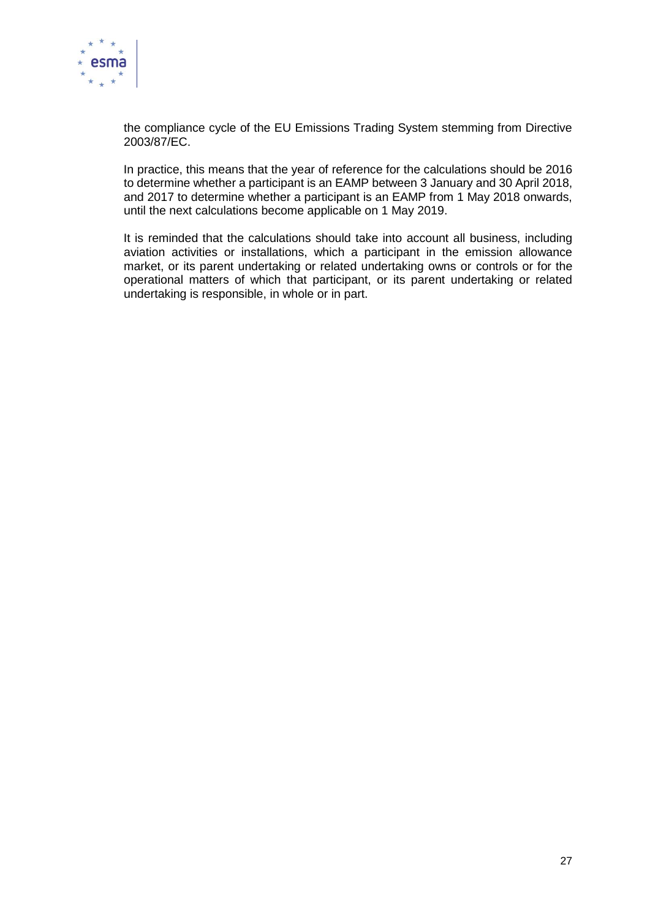the compliance cycle of the EU Emissions Trading System stemming from Directive 2003/87/EC.

In practice, this means that the year of reference for the calculations should be 2016 to determine whether a participant is an EAMP between 3 January and 30 April 2018, and 2017 to determine whether a participant is an EAMP from 1 May 2018 onwards, until the next calculations become applicable on 1 May 2019.

It is reminded that the calculations should take into account all business, including aviation activities or installations, which a participant in the emission allowance market, or its parent undertaking or related undertaking owns or controls or for the operational matters of which that participant, or its parent undertaking or related undertaking is responsible, in whole or in part.